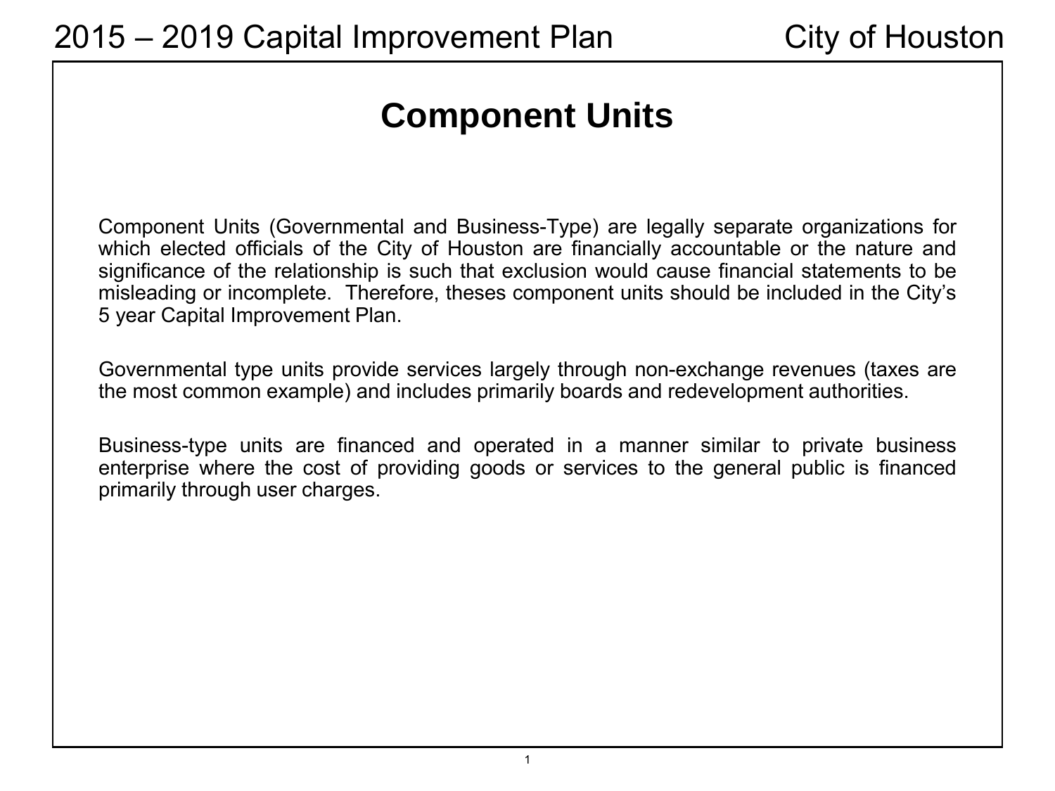# Component Units

Component Units (Governmental and Business-Type) are legally separate organizations for which elected officials of the City of Houston are financially accountable or the nature and significance of the relationship is such that exclusion would cause financial statements to be misleading or incomplete. Therefore, theses component units should be included in the City's 5 year Capital Improvement Plan.

Governmental type units provide services largely through non-exchange revenues (taxes are the most common example) and includes primarily boards and redevelopment authorities.

Business-type units are financed and operated in a manner similar to private business enterprise where the cost of providing goods or services to the general public is financed primarily through user charges.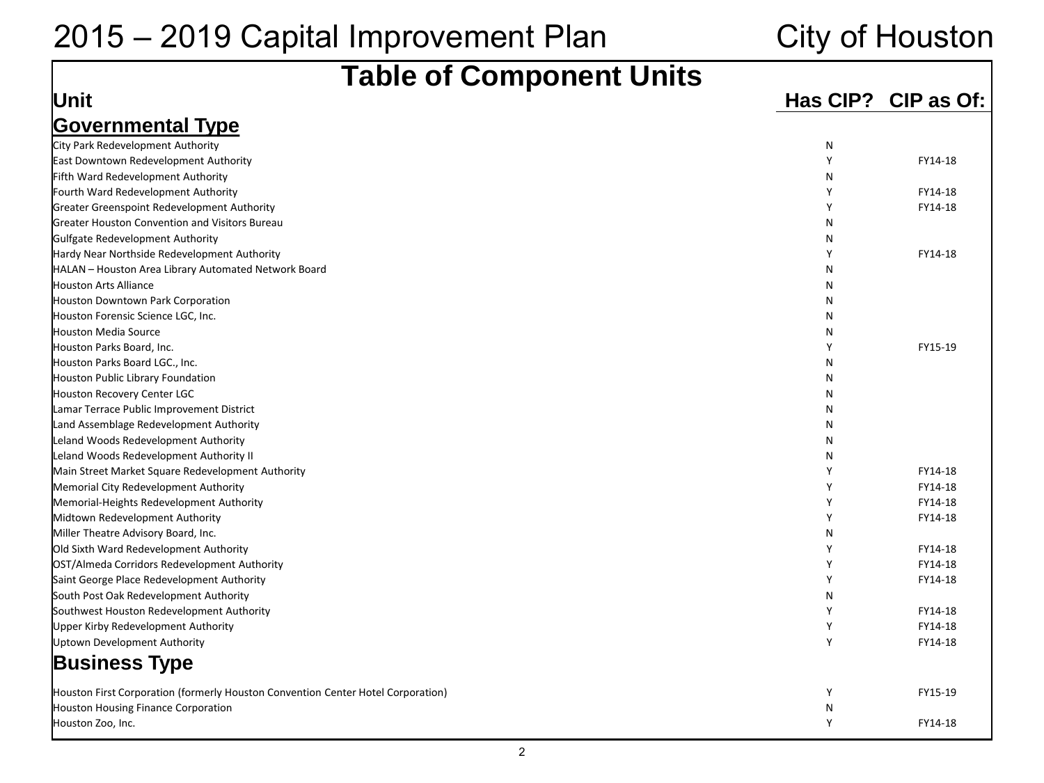# 2015 – 2019 Capital Improvement Plan City of Houston

## Table of Component Units

| Unit | Has CIP? | CIP as Of: |
|---|---|---|
| **Governmental Type** | | |
| City Park Redevelopment Authority | N | |
| East Downtown Redevelopment Authority | Y | FY14-18 |
| Fifth Ward Redevelopment Authority | N | |
| Fourth Ward Redevelopment Authority | Y | FY14-18 |
| Greater Greenspoint Redevelopment Authority | Y | FY14-18 |
| Greater Houston Convention and Visitors Bureau | N | |
| Gulfgate Redevelopment Authority | N | |
| Hardy Near Northside Redevelopment Authority | Y | FY14-18 |
| HALAN – Houston Area Library Automated Network Board | N | |
| Houston Arts Alliance | N | |
| Houston Downtown Park Corporation | N | |
| Houston Forensic Science LGC, Inc. | N | |
| Houston Media Source | N | |
| Houston Parks Board, Inc. | Y | FY15-19 |
| Houston Parks Board LGC., Inc. | N | |
| Houston Public Library Foundation | N | |
| Houston Recovery Center LGC | N | |
| Lamar Terrace Public Improvement District | N | |
| Land Assemblage Redevelopment Authority | N | |
| Leland Woods Redevelopment Authority | N | |
| Leland Woods Redevelopment Authority II | N | |
| Main Street Market Square Redevelopment Authority | Y | FY14-18 |
| Memorial City Redevelopment Authority | Y | FY14-18 |
| Memorial-Heights Redevelopment Authority | Y | FY14-18 |
| Midtown Redevelopment Authority | Y | FY14-18 |
| Miller Theatre Advisory Board, Inc. | N | |
| Old Sixth Ward Redevelopment Authority | Y | FY14-18 |
| OST/Almeda Corridors Redevelopment Authority | Y | FY14-18 |
| Saint George Place Redevelopment Authority | Y | FY14-18 |
| South Post Oak Redevelopment Authority | N | |
| Southwest Houston Redevelopment Authority | Y | FY14-18 |
| Upper Kirby Redevelopment Authority | Y | FY14-18 |
| Uptown Development Authority | Y | FY14-18 |
| **Business Type** | | |
| Houston First Corporation (formerly Houston Convention Center Hotel Corporation) | Y | FY15-19 |
| Houston Housing Finance Corporation | N | |
| Houston Zoo, Inc. | Y | FY14-18 |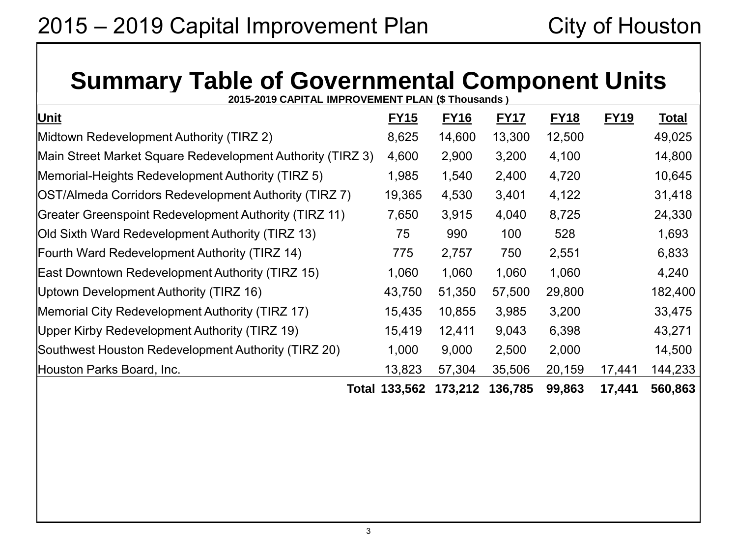## Summary Table of Governmental Component Units

**2015-2019 CAPITAL IMPROVEMENT PLAN ($ Thousands )**

| Unit | FY15 | FY16 | FY17 | FY18 | FY19 | Total |
|---|---|---|---|---|---|---|
| Midtown Redevelopment Authority (TIRZ 2) | 8,625 | 14,600 | 13,300 | 12,500 | | 49,025 |
| Main Street Market Square Redevelopment Authority (TIRZ 3) | 4,600 | 2,900 | 3,200 | 4,100 | | 14,800 |
| Memorial-Heights Redevelopment Authority (TIRZ 5) | 1,985 | 1,540 | 2,400 | 4,720 | | 10,645 |
| OST/Almeda Corridors Redevelopment Authority (TIRZ 7) | 19,365 | 4,530 | 3,401 | 4,122 | | 31,418 |
| Greater Greenspoint Redevelopment Authority (TIRZ 11) | 7,650 | 3,915 | 4,040 | 8,725 | | 24,330 |
| Old Sixth Ward Redevelopment Authority (TIRZ 13) | 75 | 990 | 100 | 528 | | 1,693 |
| Fourth Ward Redevelopment Authority (TIRZ 14) | 775 | 2,757 | 750 | 2,551 | | 6,833 |
| East Downtown Redevelopment Authority (TIRZ 15) | 1,060 | 1,060 | 1,060 | 1,060 | | 4,240 |
| Uptown Development Authority (TIRZ 16) | 43,750 | 51,350 | 57,500 | 29,800 | | 182,400 |
| Memorial City Redevelopment Authority (TIRZ 17) | 15,435 | 10,855 | 3,985 | 3,200 | | 33,475 |
| Upper Kirby Redevelopment Authority (TIRZ 19) | 15,419 | 12,411 | 9,043 | 6,398 | | 43,271 |
| Southwest Houston Redevelopment Authority (TIRZ 20) | 1,000 | 9,000 | 2,500 | 2,000 | | 14,500 |
| Houston Parks Board, Inc. | 13,823 | 57,304 | 35,506 | 20,159 | 17,441 | 144,233 |
| **Total** | **133,562** | **173,212** | **136,785** | **99,863** | **17,441** | **560,863** |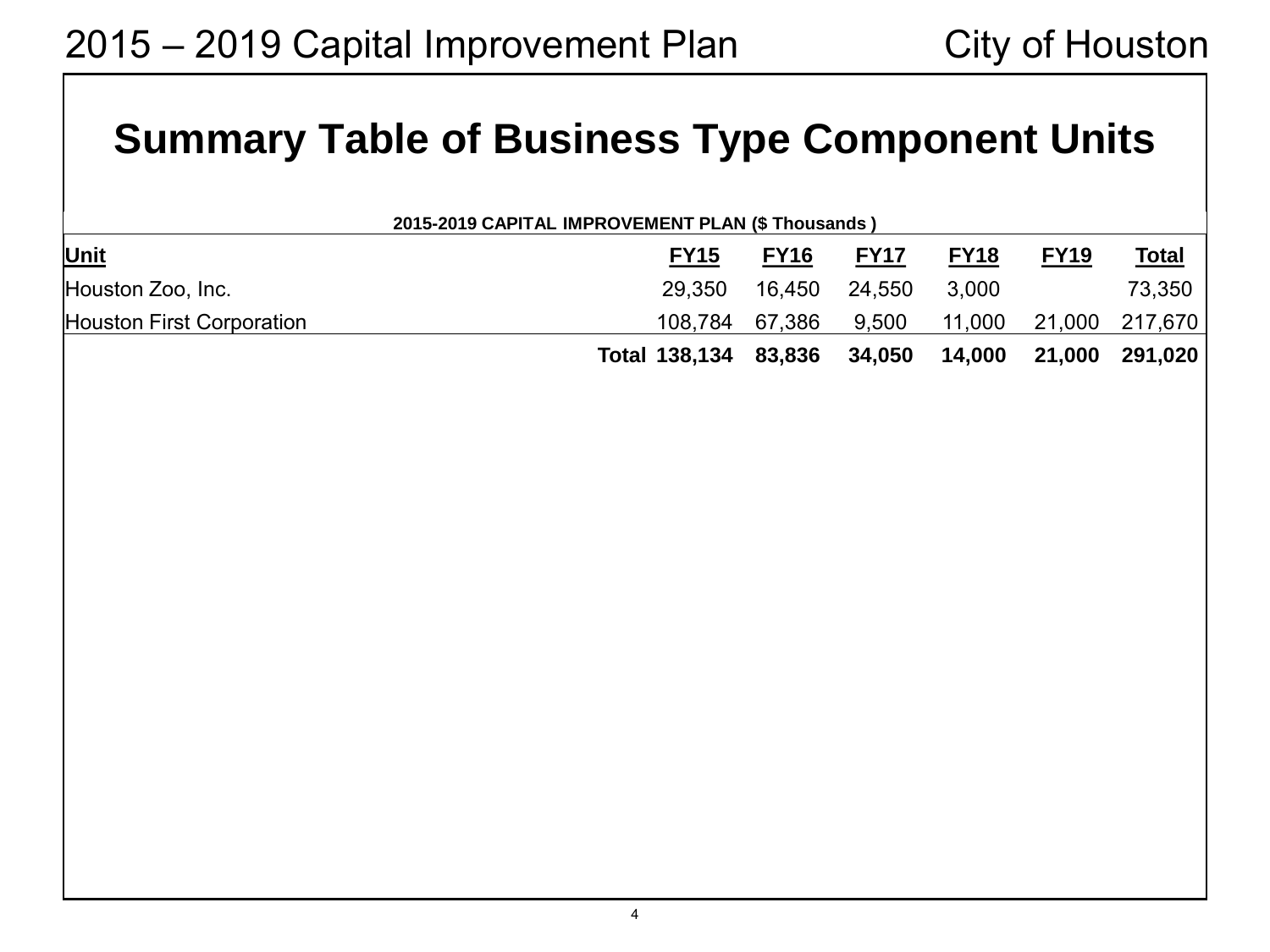# Summary Table of Business Type Component Units

**2015-2019 CAPITAL IMPROVEMENT PLAN ($ Thousands )**

| Unit | FY15 | FY16 | FY17 | FY18 | FY19 | Total |
|---|---|---|---|---|---|---|
| Houston Zoo, Inc. | 29,350 | 16,450 | 24,550 | 3,000 | | 73,350 |
| Houston First Corporation | 108,784 | 67,386 | 9,500 | 11,000 | 21,000 | 217,670 |
| **Total** | **138,134** | **83,836** | **34,050** | **14,000** | **21,000** | **291,020** |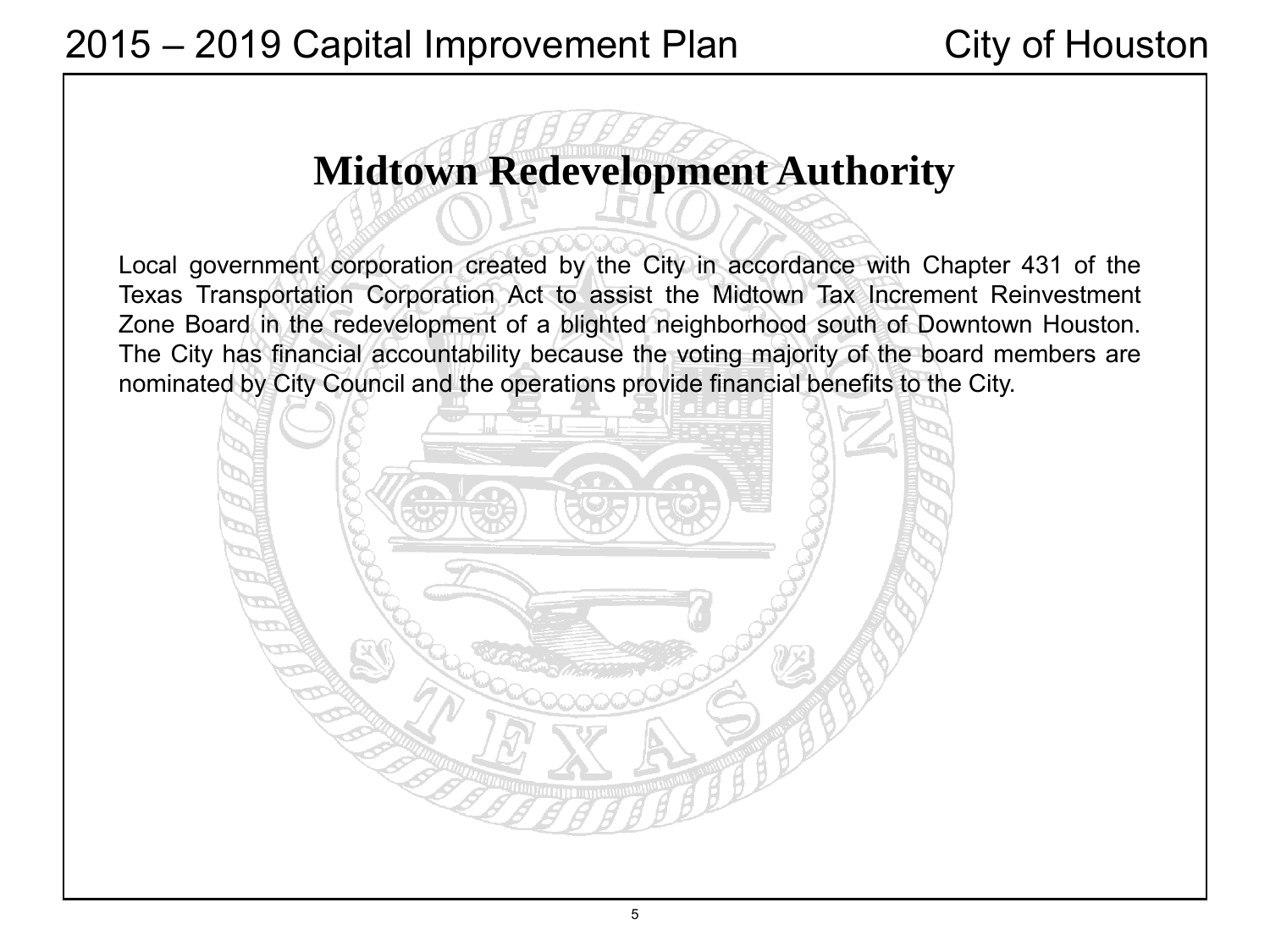# Midtown Redevelopment Authority

Local government corporation created by the City in accordance with Chapter 431 of the Texas Transportation Corporation Act to assist the Midtown Tax Increment Reinvestment Zone Board in the redevelopment of a blighted neighborhood south of Downtown Houston. The City has financial accountability because the voting majority of the board members are nominated by City Council and the operations provide financial benefits to the City.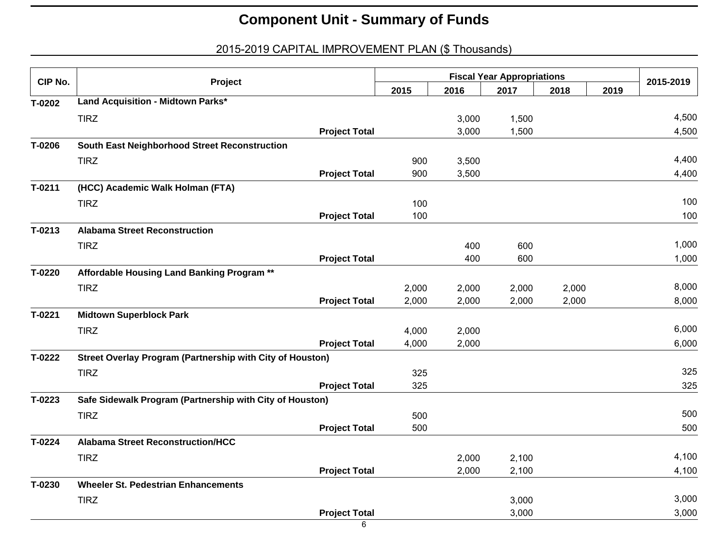# Component Unit - Summary of Funds

## 2015-2019 CAPITAL IMPROVEMENT PLAN ($ Thousands)

| CIP No. | Project | Fiscal Year Appropriations | | | | | 2015-2019 |
|---|---|---|---|---|---|---|---|
| | | 2015 | 2016 | 2017 | 2018 | 2019 | |
| T-0202 | **Land Acquisition - Midtown Parks*** | | | | | | |
| | TIRZ | | 3,000 | 1,500 | | | 4,500 |
| | **Project Total** | | 3,000 | 1,500 | | | 4,500 |
| T-0206 | **South East Neighborhood Street Reconstruction** | | | | | | |
| | TIRZ | 900 | 3,500 | | | | 4,400 |
| | **Project Total** | 900 | 3,500 | | | | 4,400 |
| T-0211 | **(HCC) Academic Walk Holman (FTA)** | | | | | | |
| | TIRZ | 100 | | | | | 100 |
| | **Project Total** | 100 | | | | | 100 |
| T-0213 | **Alabama Street Reconstruction** | | | | | | |
| | TIRZ | | 400 | 600 | | | 1,000 |
| | **Project Total** | | 400 | 600 | | | 1,000 |
| T-0220 | **Affordable Housing Land Banking Program **** | | | | | | |
| | TIRZ | 2,000 | 2,000 | 2,000 | 2,000 | | 8,000 |
| | **Project Total** | 2,000 | 2,000 | 2,000 | 2,000 | | 8,000 |
| T-0221 | **Midtown Superblock Park** | | | | | | |
| | TIRZ | 4,000 | 2,000 | | | | 6,000 |
| | **Project Total** | 4,000 | 2,000 | | | | 6,000 |
| T-0222 | **Street Overlay Program (Partnership with City of Houston)** | | | | | | |
| | TIRZ | 325 | | | | | 325 |
| | **Project Total** | 325 | | | | | 325 |
| T-0223 | **Safe Sidewalk Program (Partnership with City of Houston)** | | | | | | |
| | TIRZ | 500 | | | | | 500 |
| | **Project Total** | 500 | | | | | 500 |
| T-0224 | **Alabama Street Reconstruction/HCC** | | | | | | |
| | TIRZ | | 2,000 | 2,100 | | | 4,100 |
| | **Project Total** | | 2,000 | 2,100 | | | 4,100 |
| T-0230 | **Wheeler St. Pedestrian Enhancements** | | | | | | |
| | TIRZ | | | 3,000 | | | 3,000 |
| | **Project Total** | | | 3,000 | | | 3,000 |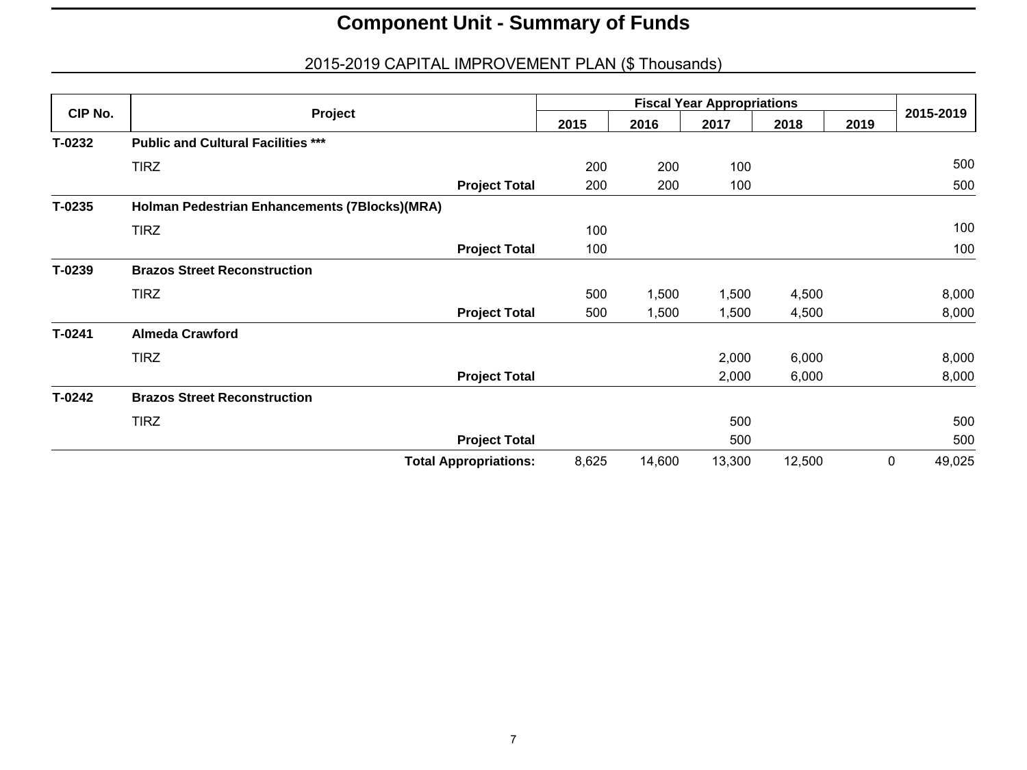# Component Unit - Summary of Funds

## 2015-2019 CAPITAL IMPROVEMENT PLAN ($ Thousands)

| CIP No. | Project | | Fiscal Year Appropriations | | | | | 2015-2019 |
|---|---|---|---|---|---|---|---|---|
| | | | 2015 | 2016 | 2017 | 2018 | 2019 | |
| **T-0232** | **Public and Cultural Facilities *** ** | | | | | | | |
| | TIRZ | | 200 | 200 | 100 | | | 500 |
| | | **Project Total** | 200 | 200 | 100 | | | 500 |
| **T-0235** | **Holman Pedestrian Enhancements (7Blocks)(MRA)** | | | | | | | |
| | TIRZ | | 100 | | | | | 100 |
| | | **Project Total** | 100 | | | | | 100 |
| **T-0239** | **Brazos Street Reconstruction** | | | | | | | |
| | TIRZ | | 500 | 1,500 | 1,500 | 4,500 | | 8,000 |
| | | **Project Total** | 500 | 1,500 | 1,500 | 4,500 | | 8,000 |
| **T-0241** | **Almeda Crawford** | | | | | | | |
| | TIRZ | | | | 2,000 | 6,000 | | 8,000 |
| | | **Project Total** | | | 2,000 | 6,000 | | 8,000 |
| **T-0242** | **Brazos Street Reconstruction** | | | | | | | |
| | TIRZ | | | | 500 | | | 500 |
| | | **Project Total** | | | 500 | | | 500 |
| | | **Total Appropriations:** | 8,625 | 14,600 | 13,300 | 12,500 | 0 | 49,025 |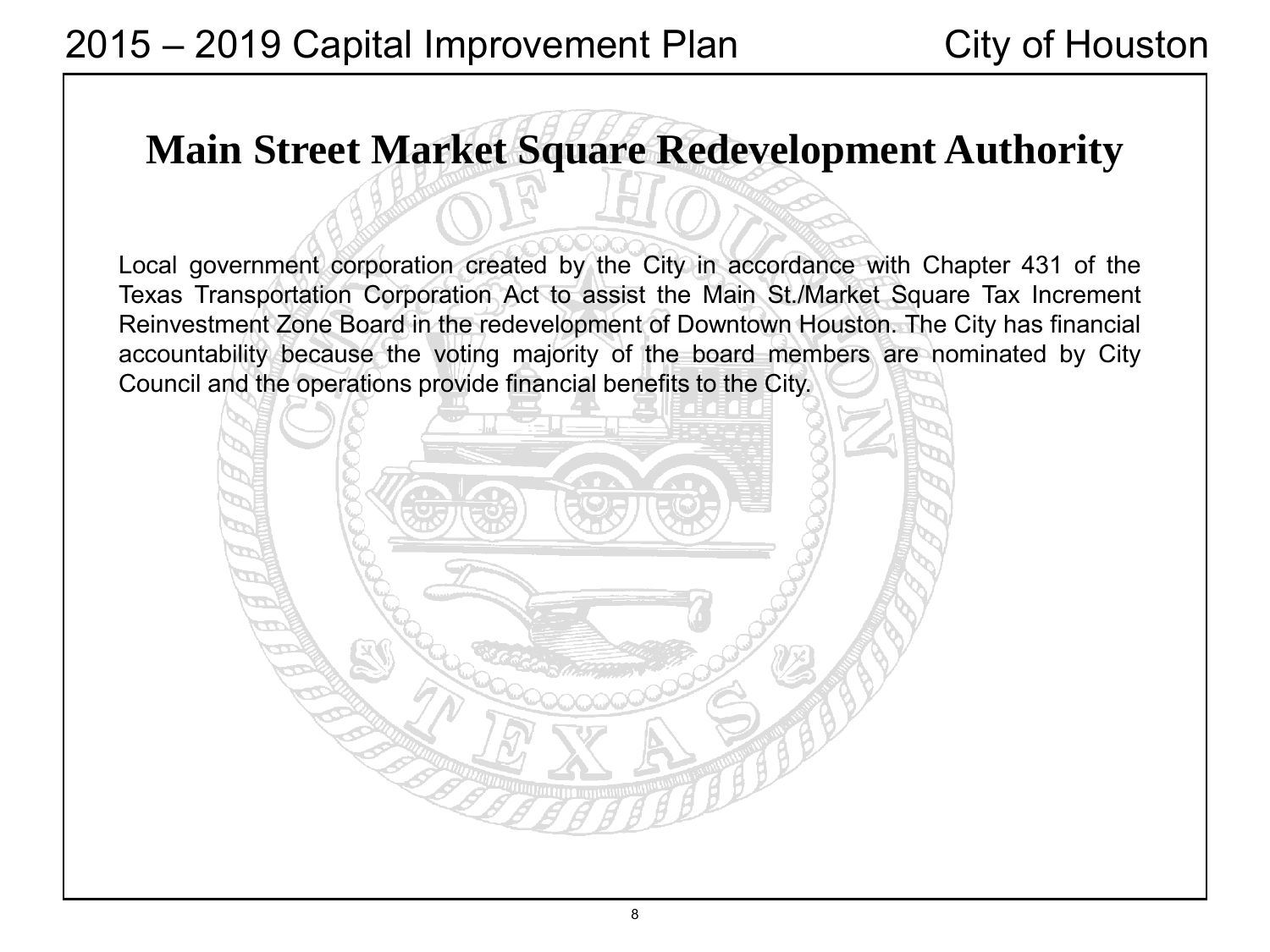# Main Street Market Square Redevelopment Authority

Local government corporation created by the City in accordance with Chapter 431 of the Texas Transportation Corporation Act to assist the Main St./Market Square Tax Increment Reinvestment Zone Board in the redevelopment of Downtown Houston. The City has financial accountability because the voting majority of the board members are nominated by City Council and the operations provide financial benefits to the City.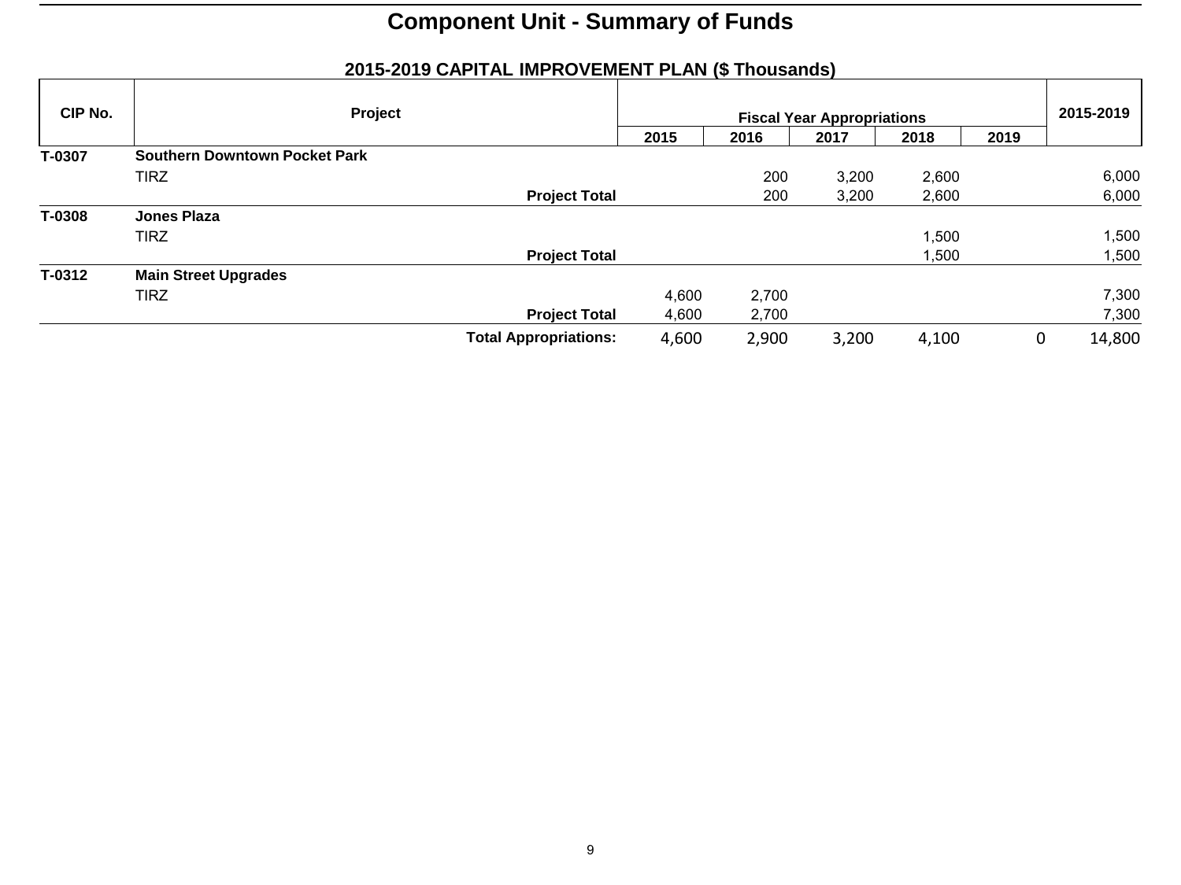# Component Unit - Summary of Funds

## 2015-2019 CAPITAL IMPROVEMENT PLAN ($ Thousands)

| CIP No. | Project | Fiscal Year Appropriations | | | | | 2015-2019 |
|---|---|---|---|---|---|---|---|
| | | 2015 | 2016 | 2017 | 2018 | 2019 | |
| T-0307 | **Southern Downtown Pocket Park** | | | | | | |
| | TIRZ | | 200 | 3,200 | 2,600 | | 6,000 |
| | **Project Total** | | 200 | 3,200 | 2,600 | | 6,000 |
| T-0308 | **Jones Plaza** | | | | | | |
| | TIRZ | | | | 1,500 | | 1,500 |
| | **Project Total** | | | | 1,500 | | 1,500 |
| T-0312 | **Main Street Upgrades** | | | | | | |
| | TIRZ | 4,600 | 2,700 | | | | 7,300 |
| | **Project Total** | 4,600 | 2,700 | | | | 7,300 |
| | **Total Appropriations:** | 4,600 | 2,900 | 3,200 | 4,100 | 0 | 14,800 |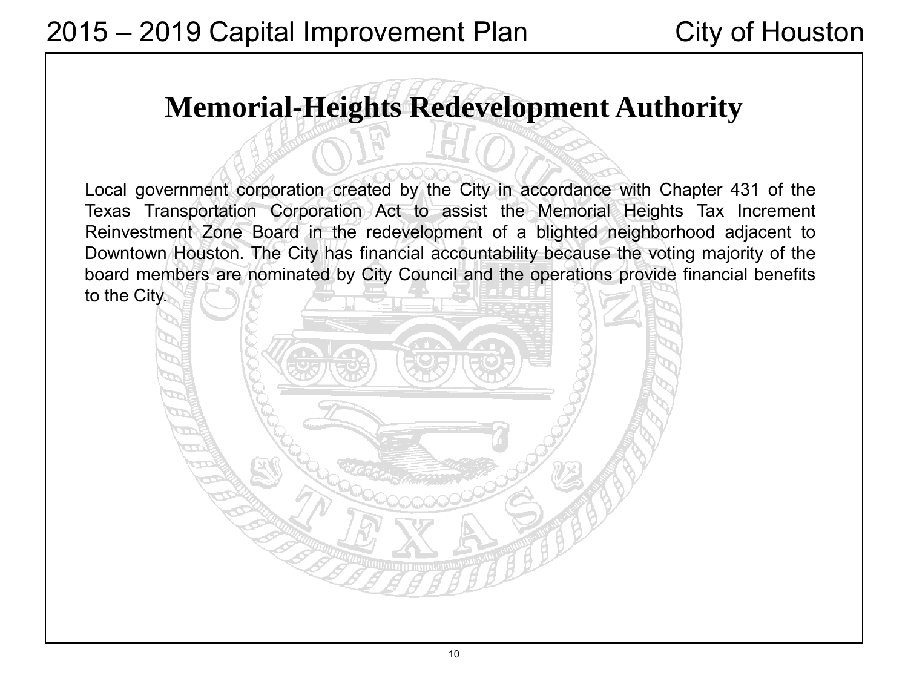# Memorial-Heights Redevelopment Authority

Local government corporation created by the City in accordance with Chapter 431 of the Texas Transportation Corporation Act to assist the Memorial Heights Tax Increment Reinvestment Zone Board in the redevelopment of a blighted neighborhood adjacent to Downtown Houston. The City has financial accountability because the voting majority of the board members are nominated by City Council and the operations provide financial benefits to the City.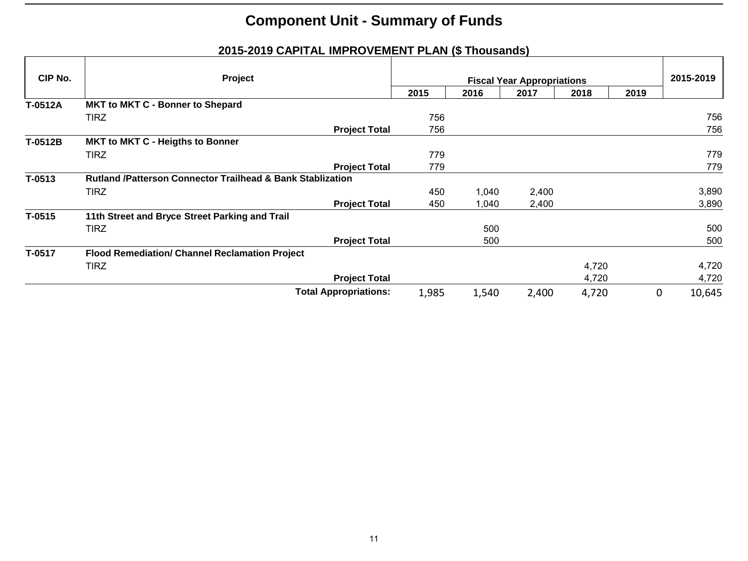# Component Unit - Summary of Funds

## 2015-2019 CAPITAL IMPROVEMENT PLAN ($ Thousands)

| CIP No. | Project | Fiscal Year Appropriations | | | | | 2015-2019 |
|---|---|---|---|---|---|---|---|
| | | 2015 | 2016 | 2017 | 2018 | 2019 | |
| T-0512A | **MKT to MKT C - Bonner to Shepard** | | | | | | |
| | TIRZ | 756 | | | | | 756 |
| | **Project Total** | 756 | | | | | 756 |
| T-0512B | **MKT to MKT C - Heigths to Bonner** | | | | | | |
| | TIRZ | 779 | | | | | 779 |
| | **Project Total** | 779 | | | | | 779 |
| T-0513 | **Rutland /Patterson Connector Trailhead & Bank Stablization** | | | | | | |
| | TIRZ | 450 | 1,040 | 2,400 | | | 3,890 |
| | **Project Total** | 450 | 1,040 | 2,400 | | | 3,890 |
| T-0515 | **11th Street and Bryce Street Parking and Trail** | | | | | | |
| | TIRZ | | 500 | | | | 500 |
| | **Project Total** | | 500 | | | | 500 |
| T-0517 | **Flood Remediation/ Channel Reclamation Project** | | | | | | |
| | TIRZ | | | | 4,720 | | 4,720 |
| | **Project Total** | | | | 4,720 | | 4,720 |
| | **Total Appropriations:** | 1,985 | 1,540 | 2,400 | 4,720 | 0 | 10,645 |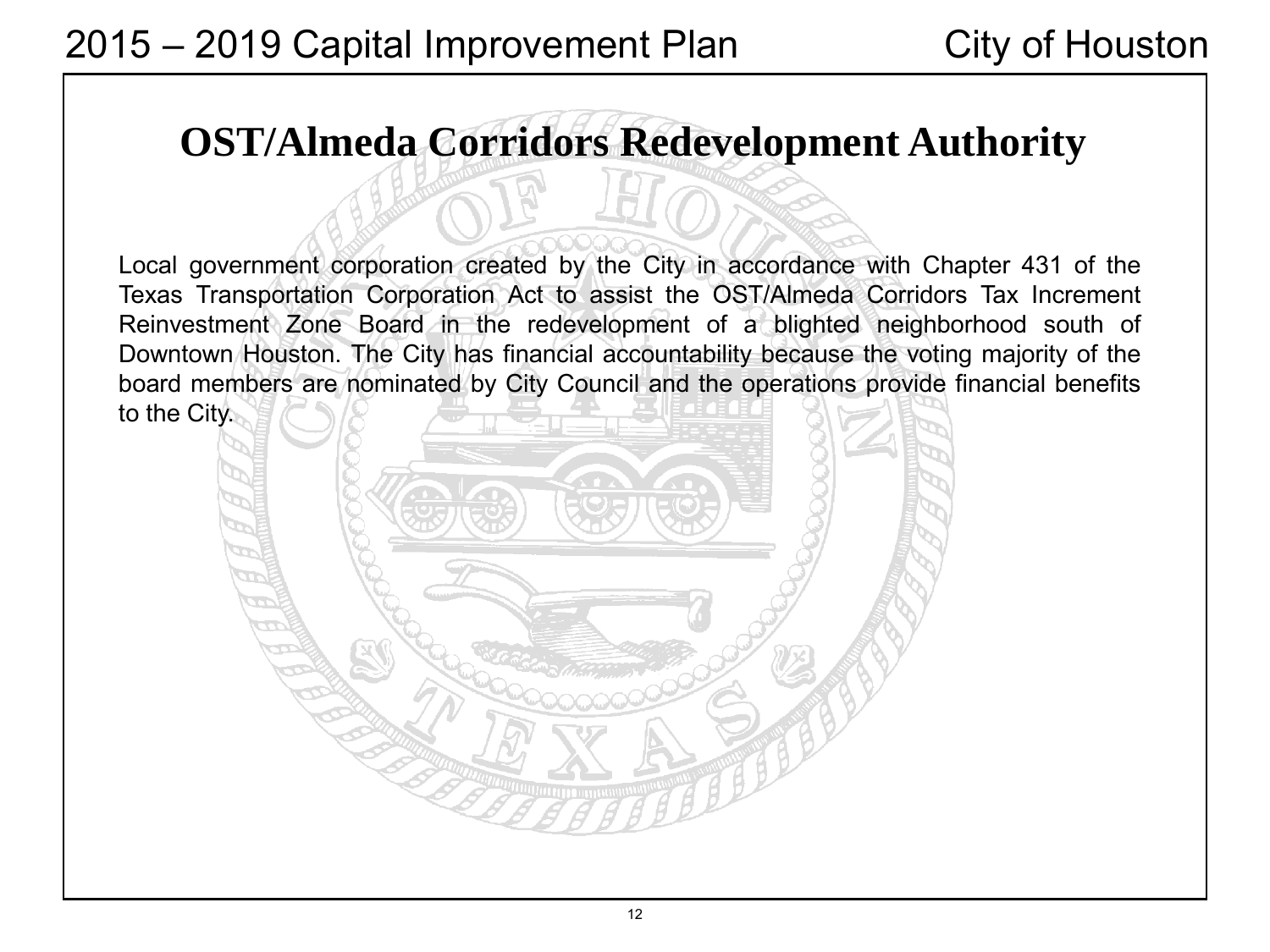# OST/Almeda Corridors Redevelopment Authority

Local government corporation created by the City in accordance with Chapter 431 of the Texas Transportation Corporation Act to assist the OST/Almeda Corridors Tax Increment Reinvestment Zone Board in the redevelopment of a blighted neighborhood south of Downtown Houston. The City has financial accountability because the voting majority of the board members are nominated by City Council and the operations provide financial benefits to the City.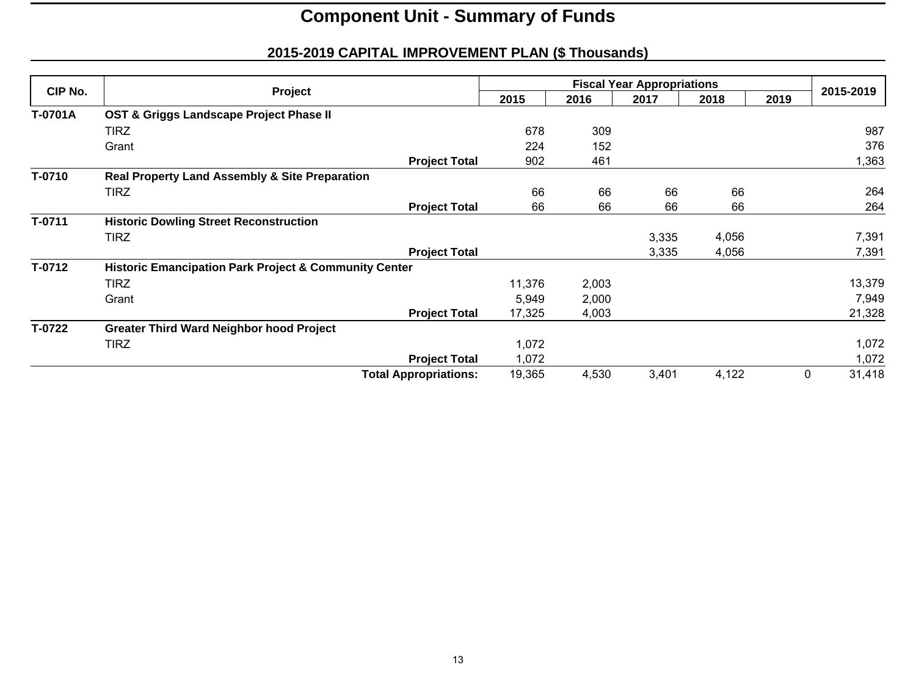# Component Unit - Summary of Funds

## 2015-2019 CAPITAL IMPROVEMENT PLAN ($ Thousands)

| CIP No. | Project | Fiscal Year Appropriations | | | | | 2015-2019 |
|---|---|---|---|---|---|---|---|
| | | 2015 | 2016 | 2017 | 2018 | 2019 | |
| **T-0701A** | **OST & Griggs Landscape Project Phase II** | | | | | | |
| | TIRZ | 678 | 309 | | | | 987 |
| | Grant | 224 | 152 | | | | 376 |
| | **Project Total** | 902 | 461 | | | | 1,363 |
| **T-0710** | **Real Property Land Assembly & Site Preparation** | | | | | | |
| | TIRZ | 66 | 66 | 66 | 66 | | 264 |
| | **Project Total** | 66 | 66 | 66 | 66 | | 264 |
| **T-0711** | **Historic Dowling Street Reconstruction** | | | | | | |
| | TIRZ | | | 3,335 | 4,056 | | 7,391 |
| | **Project Total** | | | 3,335 | 4,056 | | 7,391 |
| **T-0712** | **Historic Emancipation Park Project & Community Center** | | | | | | |
| | TIRZ | 11,376 | 2,003 | | | | 13,379 |
| | Grant | 5,949 | 2,000 | | | | 7,949 |
| | **Project Total** | 17,325 | 4,003 | | | | 21,328 |
| **T-0722** | **Greater Third Ward Neighbor hood Project** | | | | | | |
| | TIRZ | 1,072 | | | | | 1,072 |
| | **Project Total** | 1,072 | | | | | 1,072 |
| | **Total Appropriations:** | 19,365 | 4,530 | 3,401 | 4,122 | 0 | 31,418 |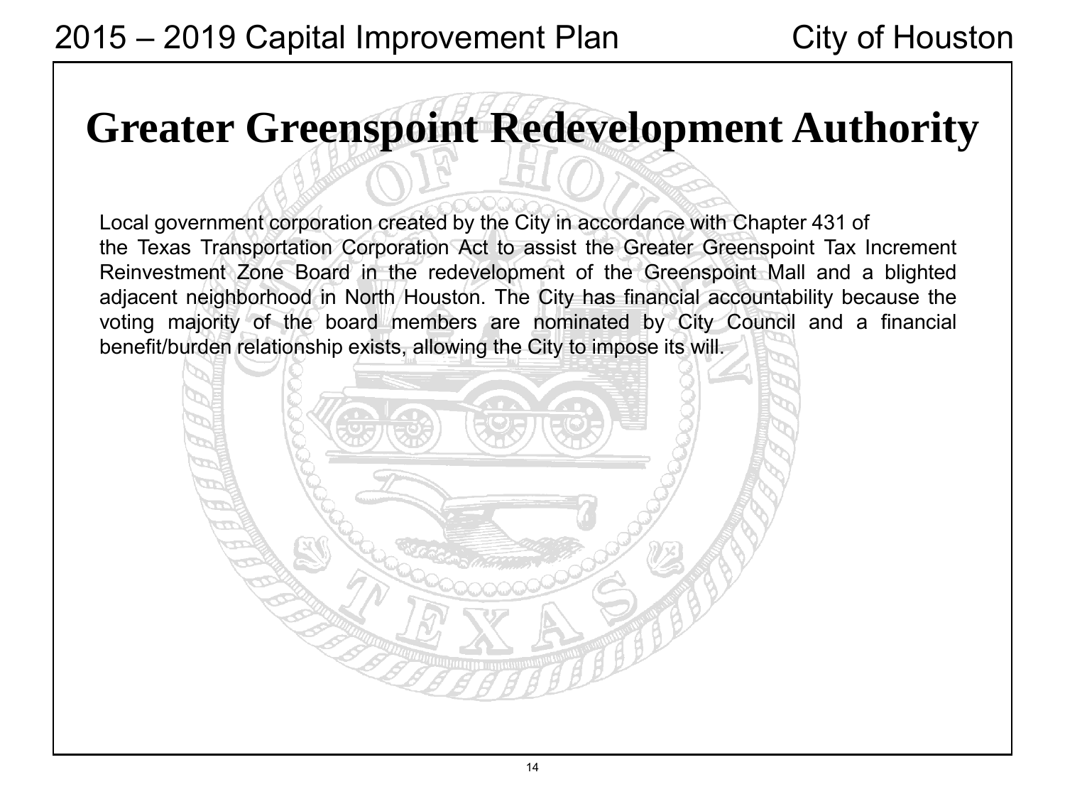# Greater Greenspoint Redevelopment Authority

Local government corporation created by the City in accordance with Chapter 431 of the Texas Transportation Corporation Act to assist the Greater Greenspoint Tax Increment Reinvestment Zone Board in the redevelopment of the Greenspoint Mall and a blighted adjacent neighborhood in North Houston. The City has financial accountability because the voting majority of the board members are nominated by City Council and a financial benefit/burden relationship exists, allowing the City to impose its will.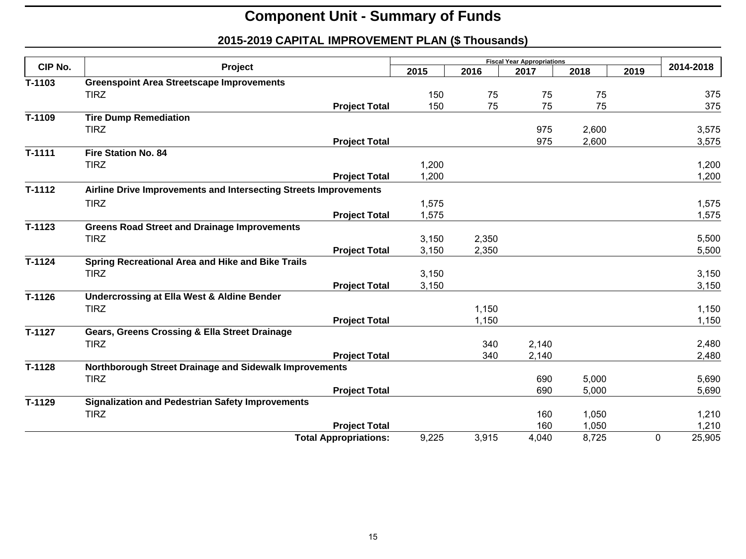# Component Unit - Summary of Funds

## 2015-2019 CAPITAL IMPROVEMENT PLAN ($ Thousands)

| CIP No. | Project | Fiscal Year Appropriations | | | | | 2014-2018 |
|---|---|---|---|---|---|---|---|
| | | 2015 | 2016 | 2017 | 2018 | 2019 | |
| **T-1103** | **Greenspoint Area Streetscape Improvements** | | | | | | |
| | TIRZ | 150 | 75 | 75 | 75 | | 375 |
| | **Project Total** | 150 | 75 | 75 | 75 | | 375 |
| **T-1109** | **Tire Dump Remediation** | | | | | | |
| | TIRZ | | | 975 | 2,600 | | 3,575 |
| | **Project Total** | | | 975 | 2,600 | | 3,575 |
| **T-1111** | **Fire Station No. 84** | | | | | | |
| | TIRZ | 1,200 | | | | | 1,200 |
| | **Project Total** | 1,200 | | | | | 1,200 |
| **T-1112** | **Airline Drive Improvements and Intersecting Streets Improvements** | | | | | | |
| | TIRZ | 1,575 | | | | | 1,575 |
| | **Project Total** | 1,575 | | | | | 1,575 |
| **T-1123** | **Greens Road Street and Drainage Improvements** | | | | | | |
| | TIRZ | 3,150 | 2,350 | | | | 5,500 |
| | **Project Total** | 3,150 | 2,350 | | | | 5,500 |
| **T-1124** | **Spring Recreational Area and Hike and Bike Trails** | | | | | | |
| | TIRZ | 3,150 | | | | | 3,150 |
| | **Project Total** | 3,150 | | | | | 3,150 |
| **T-1126** | **Undercrossing at Ella West & Aldine Bender** | | | | | | |
| | TIRZ | | 1,150 | | | | 1,150 |
| | **Project Total** | | 1,150 | | | | 1,150 |
| **T-1127** | **Gears, Greens Crossing & Ella Street Drainage** | | | | | | |
| | TIRZ | | 340 | 2,140 | | | 2,480 |
| | **Project Total** | | 340 | 2,140 | | | 2,480 |
| **T-1128** | **Northborough Street Drainage and Sidewalk Improvements** | | | | | | |
| | TIRZ | | | 690 | 5,000 | | 5,690 |
| | **Project Total** | | | 690 | 5,000 | | 5,690 |
| **T-1129** | **Signalization and Pedestrian Safety Improvements** | | | | | | |
| | TIRZ | | | 160 | 1,050 | | 1,210 |
| | **Project Total** | | | 160 | 1,050 | | 1,210 |
| | **Total Appropriations:** | 9,225 | 3,915 | 4,040 | 8,725 | 0 | 25,905 |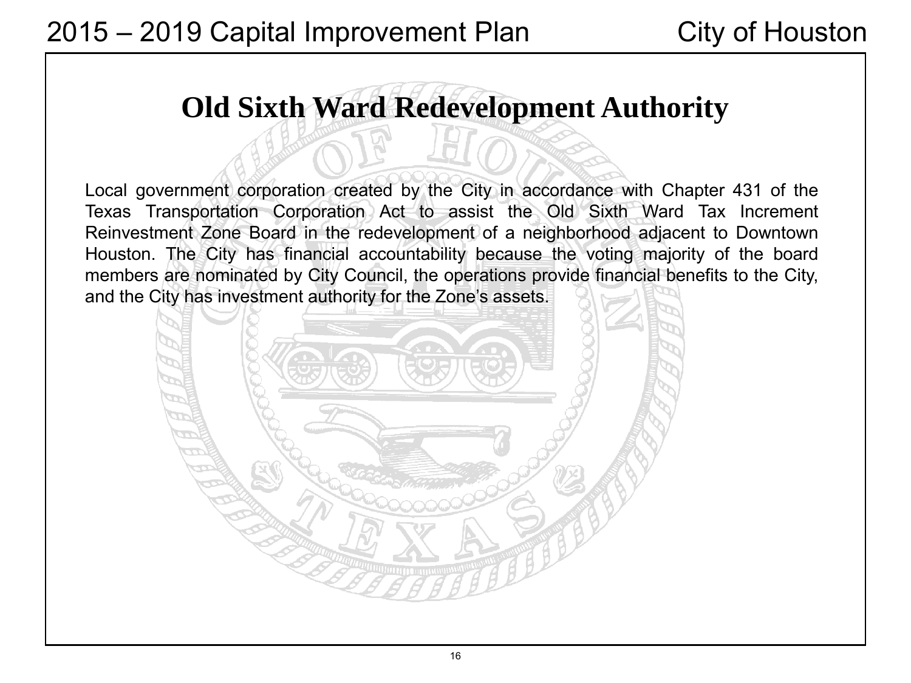# Old Sixth Ward Redevelopment Authority

Local government corporation created by the City in accordance with Chapter 431 of the Texas Transportation Corporation Act to assist the Old Sixth Ward Tax Increment Reinvestment Zone Board in the redevelopment of a neighborhood adjacent to Downtown Houston. The City has financial accountability because the voting majority of the board members are nominated by City Council, the operations provide financial benefits to the City, and the City has investment authority for the Zone's assets.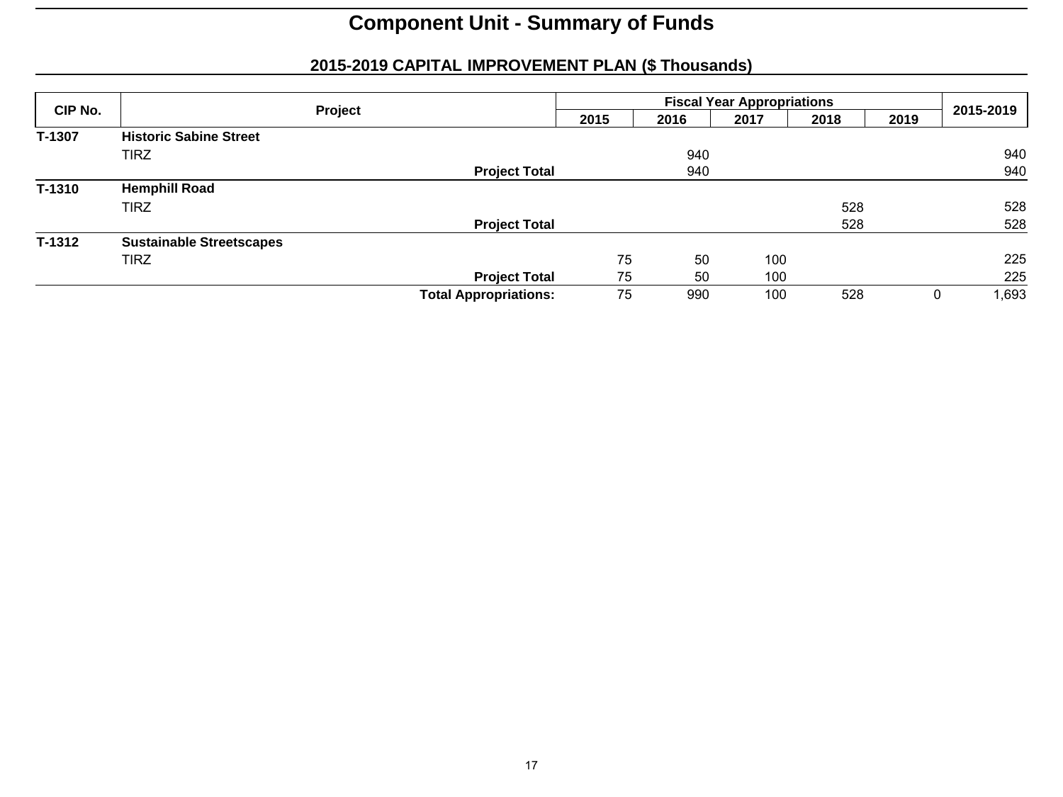# Component Unit - Summary of Funds

## 2015-2019 CAPITAL IMPROVEMENT PLAN ($ Thousands)

| CIP No. | Project | Fiscal Year Appropriations | | | | | 2015-2019 |
|---|---|---|---|---|---|---|---|
| | | 2015 | 2016 | 2017 | 2018 | 2019 | |
| **T-1307** | **Historic Sabine Street** | | | | | | |
| | TIRZ | | 940 | | | | 940 |
| | **Project Total** | | 940 | | | | 940 |
| **T-1310** | **Hemphill Road** | | | | | | |
| | TIRZ | | | | 528 | | 528 |
| | **Project Total** | | | | 528 | | 528 |
| **T-1312** | **Sustainable Streetscapes** | | | | | | |
| | TIRZ | 75 | 50 | 100 | | | 225 |
| | **Project Total** | 75 | 50 | 100 | | | 225 |
| | **Total Appropriations:** | 75 | 990 | 100 | 528 | 0 | 1,693 |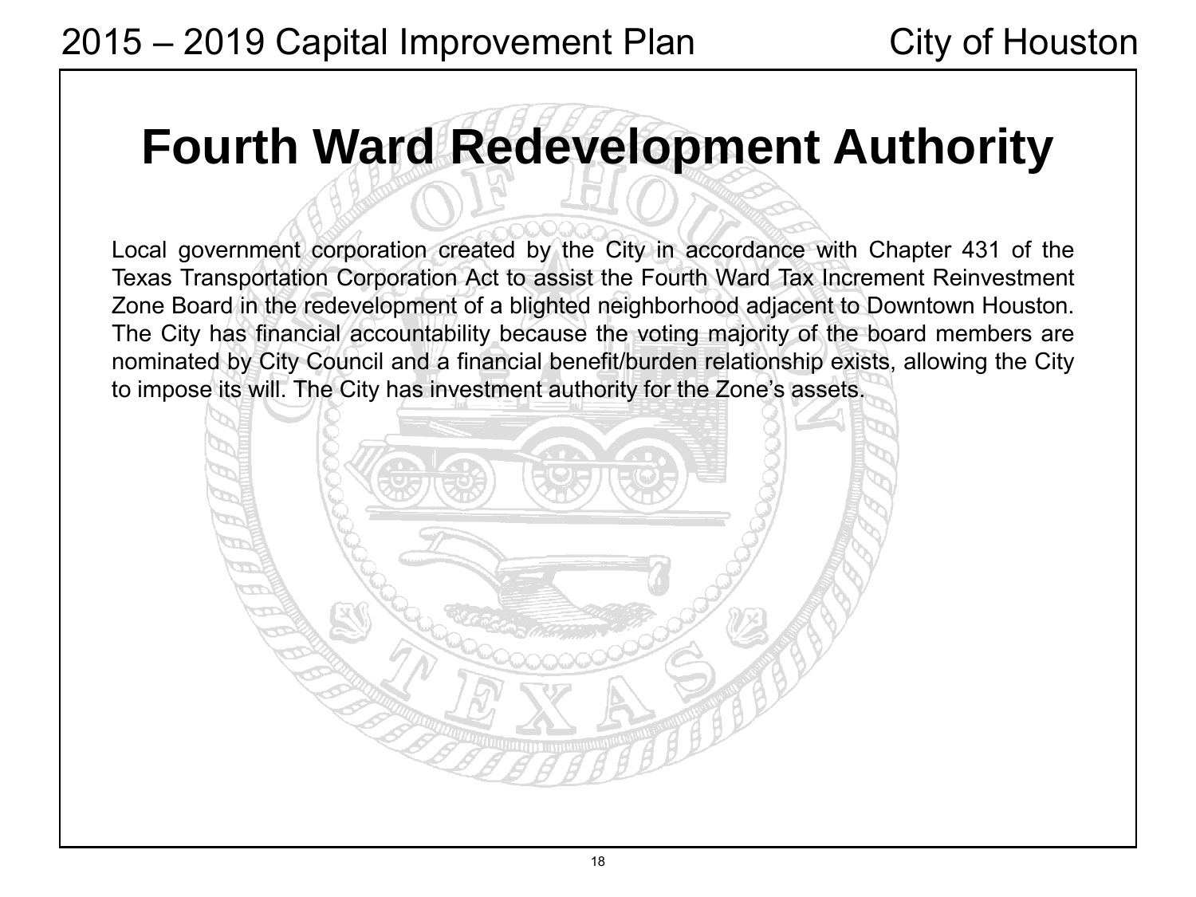# Fourth Ward Redevelopment Authority

Local government corporation created by the City in accordance with Chapter 431 of the Texas Transportation Corporation Act to assist the Fourth Ward Tax Increment Reinvestment Zone Board in the redevelopment of a blighted neighborhood adjacent to Downtown Houston. The City has financial accountability because the voting majority of the board members are nominated by City Council and a financial benefit/burden relationship exists, allowing the City to impose its will. The City has investment authority for the Zone's assets.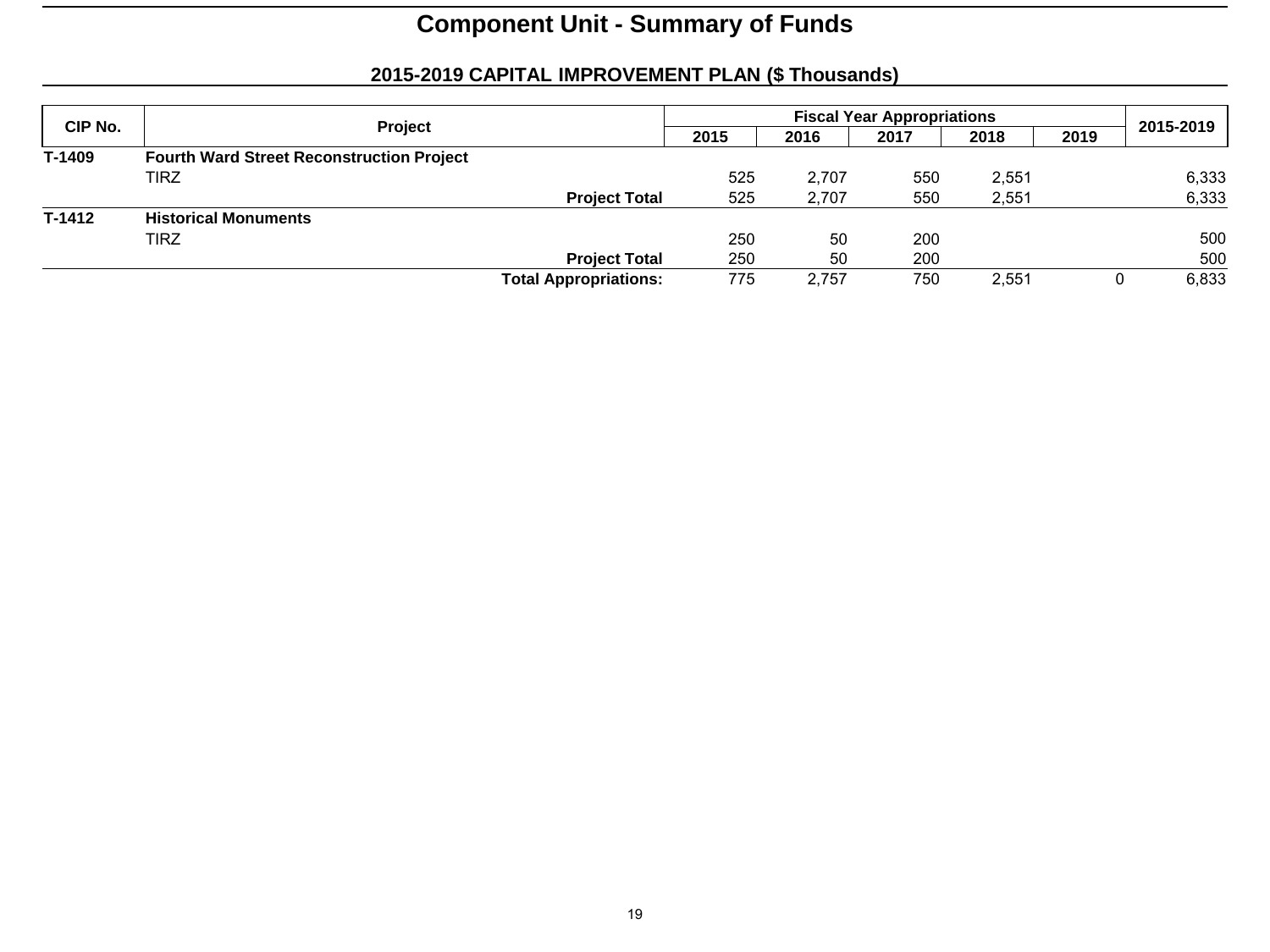# Component Unit - Summary of Funds

## 2015-2019 CAPITAL IMPROVEMENT PLAN ($ Thousands)

| CIP No. | Project | Fiscal Year Appropriations | | | | | 2015-2019 |
|---|---|---|---|---|---|---|---|
| | | 2015 | 2016 | 2017 | 2018 | 2019 | |
| **T-1409** | **Fourth Ward Street Reconstruction Project** | | | | | | |
| | TIRZ | 525 | 2,707 | 550 | 2,551 | | 6,333 |
| | **Project Total** | 525 | 2,707 | 550 | 2,551 | | 6,333 |
| **T-1412** | **Historical Monuments** | | | | | | |
| | TIRZ | 250 | 50 | 200 | | | 500 |
| | **Project Total** | 250 | 50 | 200 | | | 500 |
| | **Total Appropriations:** | 775 | 2,757 | 750 | 2,551 | 0 | 6,833 |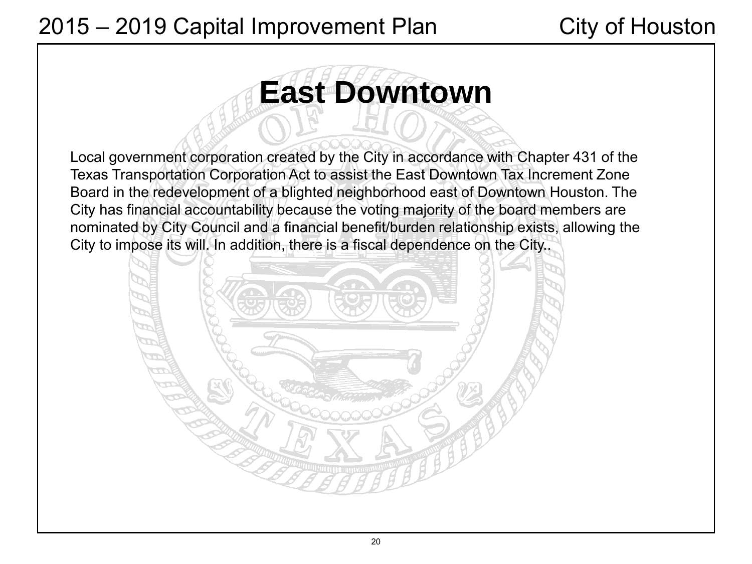# East Downtown

Local government corporation created by the City in accordance with Chapter 431 of the Texas Transportation Corporation Act to assist the East Downtown Tax Increment Zone Board in the redevelopment of a blighted neighborhood east of Downtown Houston. The City has financial accountability because the voting majority of the board members are nominated by City Council and a financial benefit/burden relationship exists, allowing the City to impose its will. In addition, there is a fiscal dependence on the City..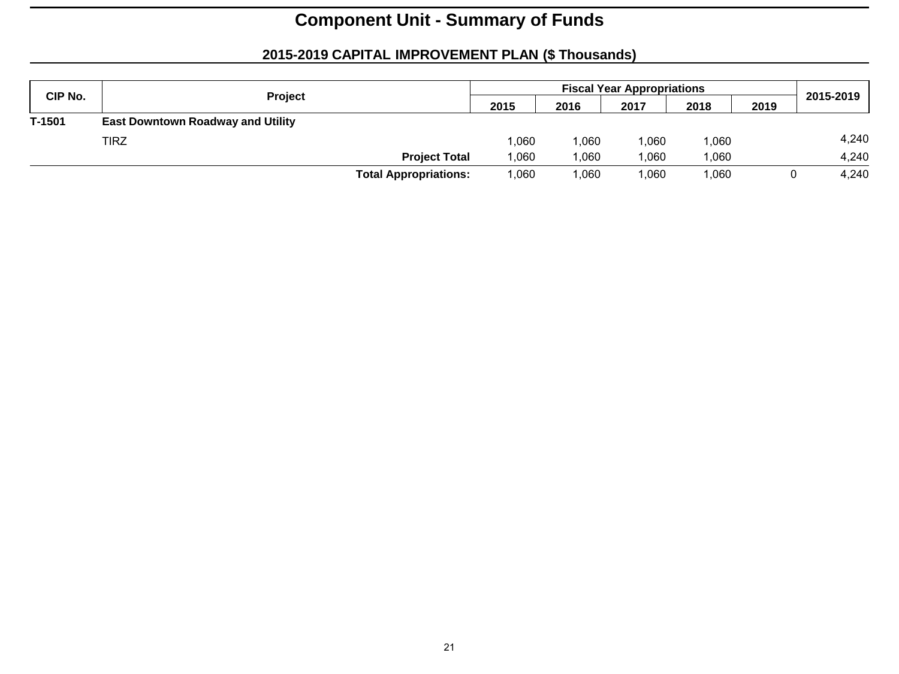# Component Unit - Summary of Funds

## 2015-2019 CAPITAL IMPROVEMENT PLAN ($ Thousands)

| CIP No. | Project | Fiscal Year Appropriations | | | | | 2015-2019 |
|---|---|---|---|---|---|---|---|
| | | 2015 | 2016 | 2017 | 2018 | 2019 | |
| **T-1501** | **East Downtown Roadway and Utility** | | | | | | |
| | TIRZ | 1,060 | 1,060 | 1,060 | 1,060 | | 4,240 |
| | **Project Total** | 1,060 | 1,060 | 1,060 | 1,060 | | 4,240 |
| | **Total Appropriations:** | 1,060 | 1,060 | 1,060 | 1,060 | 0 | 4,240 |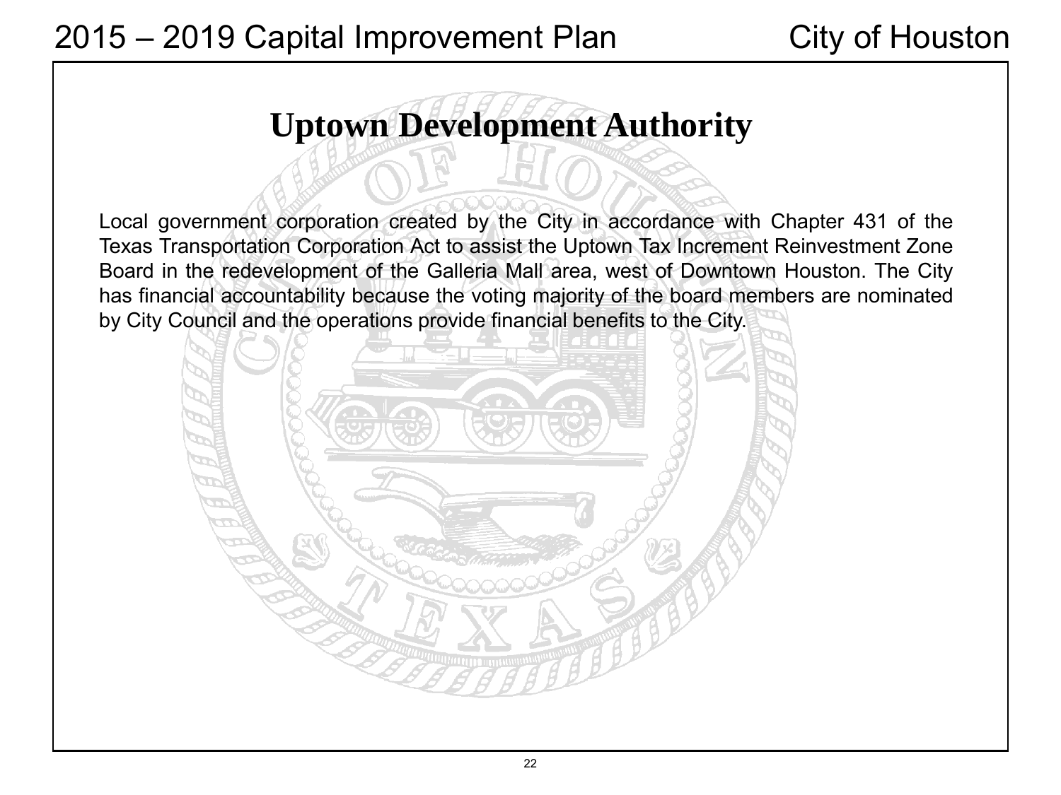# Uptown Development Authority

Local government corporation created by the City in accordance with Chapter 431 of the Texas Transportation Corporation Act to assist the Uptown Tax Increment Reinvestment Zone Board in the redevelopment of the Galleria Mall area, west of Downtown Houston. The City has financial accountability because the voting majority of the board members are nominated by City Council and the operations provide financial benefits to the City.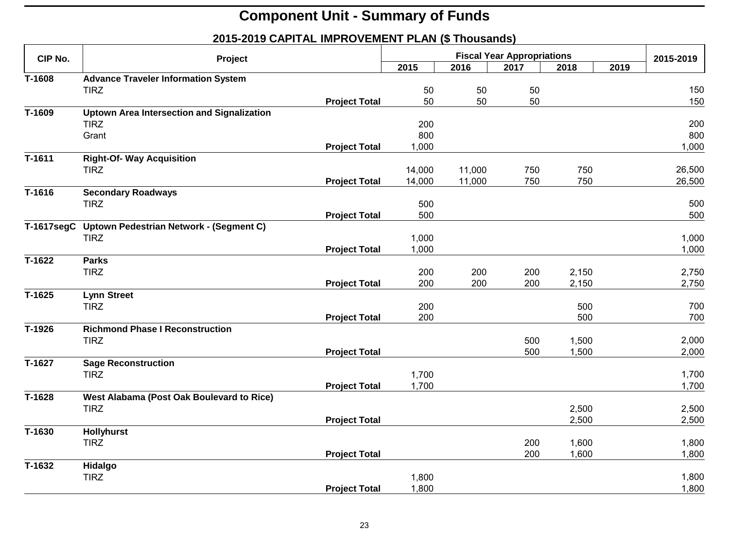# Component Unit - Summary of Funds

## 2015-2019 CAPITAL IMPROVEMENT PLAN ($ Thousands)

| CIP No. | Project | | Fiscal Year Appropriations | | | | | 2015-2019 |
|---|---|---|---|---|---|---|---|---|
| | | | 2015 | 2016 | 2017 | 2018 | 2019 | |
| **T-1608** | **Advance Traveler Information System** | | | | | | | |
| | TIRZ | | 50 | 50 | 50 | | | 150 |
| | | **Project Total** | 50 | 50 | 50 | | | 150 |
| **T-1609** | **Uptown Area Intersection and Signalization** | | | | | | | |
| | TIRZ | | 200 | | | | | 200 |
| | Grant | | 800 | | | | | 800 |
| | | **Project Total** | 1,000 | | | | | 1,000 |
| **T-1611** | **Right-Of- Way Acquisition** | | | | | | | |
| | TIRZ | | 14,000 | 11,000 | 750 | 750 | | 26,500 |
| | | **Project Total** | 14,000 | 11,000 | 750 | 750 | | 26,500 |
| **T-1616** | **Secondary Roadways** | | | | | | | |
| | TIRZ | | 500 | | | | | 500 |
| | | **Project Total** | 500 | | | | | 500 |
| **T-1617segC** | **Uptown Pedestrian Network - (Segment C)** | | | | | | | |
| | TIRZ | | 1,000 | | | | | 1,000 |
| | | **Project Total** | 1,000 | | | | | 1,000 |
| **T-1622** | **Parks** | | | | | | | |
| | TIRZ | | 200 | 200 | 200 | 2,150 | | 2,750 |
| | | **Project Total** | 200 | 200 | 200 | 2,150 | | 2,750 |
| **T-1625** | **Lynn Street** | | | | | | | |
| | TIRZ | | 200 | | | 500 | | 700 |
| | | **Project Total** | 200 | | | 500 | | 700 |
| **T-1926** | **Richmond Phase I Reconstruction** | | | | | | | |
| | TIRZ | | | | 500 | 1,500 | | 2,000 |
| | | **Project Total** | | | 500 | 1,500 | | 2,000 |
| **T-1627** | **Sage Reconstruction** | | | | | | | |
| | TIRZ | | 1,700 | | | | | 1,700 |
| | | **Project Total** | 1,700 | | | | | 1,700 |
| **T-1628** | **West Alabama (Post Oak Boulevard to Rice)** | | | | | | | |
| | TIRZ | | | | | 2,500 | | 2,500 |
| | | **Project Total** | | | | 2,500 | | 2,500 |
| **T-1630** | **Hollyhurst** | | | | | | | |
| | TIRZ | | | | 200 | 1,600 | | 1,800 |
| | | **Project Total** | | | 200 | 1,600 | | 1,800 |
| **T-1632** | **Hidalgo** | | | | | | | |
| | TIRZ | | 1,800 | | | | | 1,800 |
| | | **Project Total** | 1,800 | | | | | 1,800 |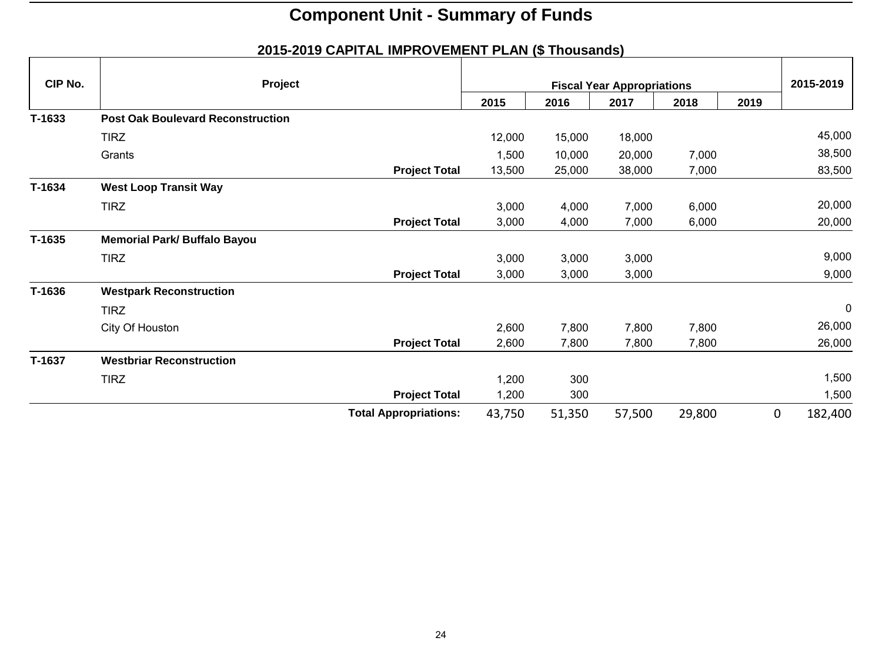# Component Unit - Summary of Funds

## 2015-2019 CAPITAL IMPROVEMENT PLAN ($ Thousands)

| CIP No. | Project | Fiscal Year Appropriations | | | | | 2015-2019 |
|---|---|---|---|---|---|---|---|
| | | 2015 | 2016 | 2017 | 2018 | 2019 | |
| T-1633 | **Post Oak Boulevard Reconstruction** | | | | | | |
| | TIRZ | 12,000 | 15,000 | 18,000 | | | 45,000 |
| | Grants | 1,500 | 10,000 | 20,000 | 7,000 | | 38,500 |
| | **Project Total** | 13,500 | 25,000 | 38,000 | 7,000 | | 83,500 |
| T-1634 | **West Loop Transit Way** | | | | | | |
| | TIRZ | 3,000 | 4,000 | 7,000 | 6,000 | | 20,000 |
| | **Project Total** | 3,000 | 4,000 | 7,000 | 6,000 | | 20,000 |
| T-1635 | **Memorial Park/ Buffalo Bayou** | | | | | | |
| | TIRZ | 3,000 | 3,000 | 3,000 | | | 9,000 |
| | **Project Total** | 3,000 | 3,000 | 3,000 | | | 9,000 |
| T-1636 | **Westpark Reconstruction** | | | | | | |
| | TIRZ | | | | | | 0 |
| | City Of Houston | 2,600 | 7,800 | 7,800 | 7,800 | | 26,000 |
| | **Project Total** | 2,600 | 7,800 | 7,800 | 7,800 | | 26,000 |
| T-1637 | **Westbriar Reconstruction** | | | | | | |
| | TIRZ | 1,200 | 300 | | | | 1,500 |
| | **Project Total** | 1,200 | 300 | | | | 1,500 |
| | **Total Appropriations:** | 43,750 | 51,350 | 57,500 | 29,800 | 0 | 182,400 |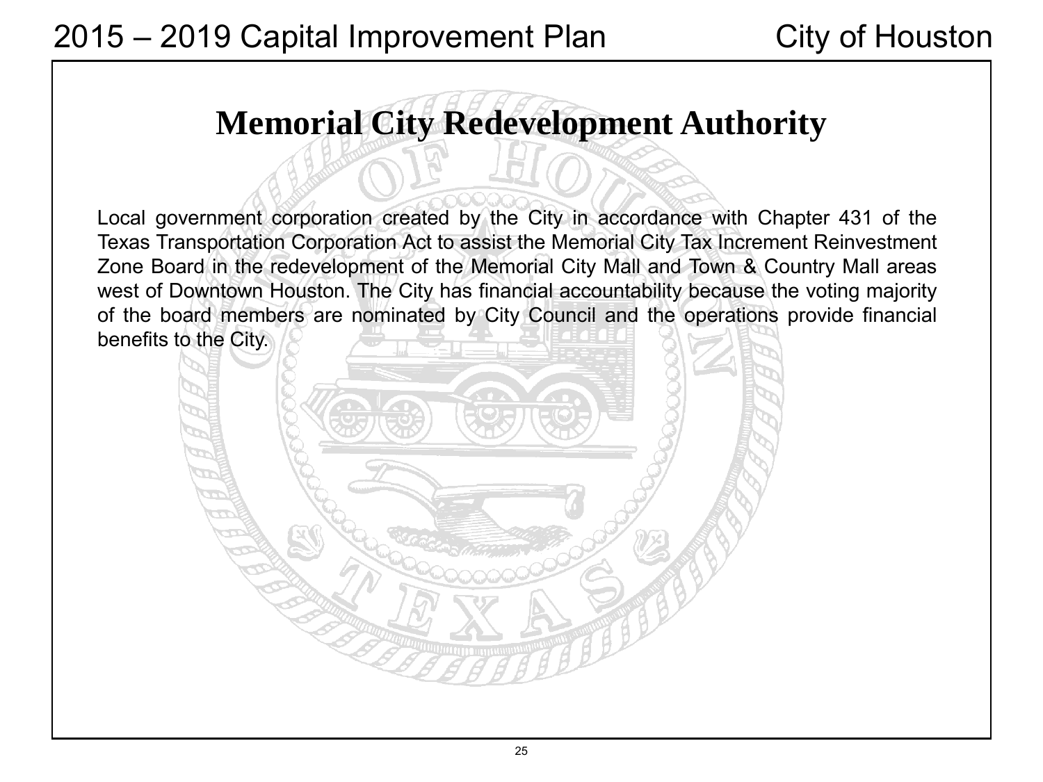# Memorial City Redevelopment Authority

Local government corporation created by the City in accordance with Chapter 431 of the Texas Transportation Corporation Act to assist the Memorial City Tax Increment Reinvestment Zone Board in the redevelopment of the Memorial City Mall and Town & Country Mall areas west of Downtown Houston. The City has financial accountability because the voting majority of the board members are nominated by City Council and the operations provide financial benefits to the City.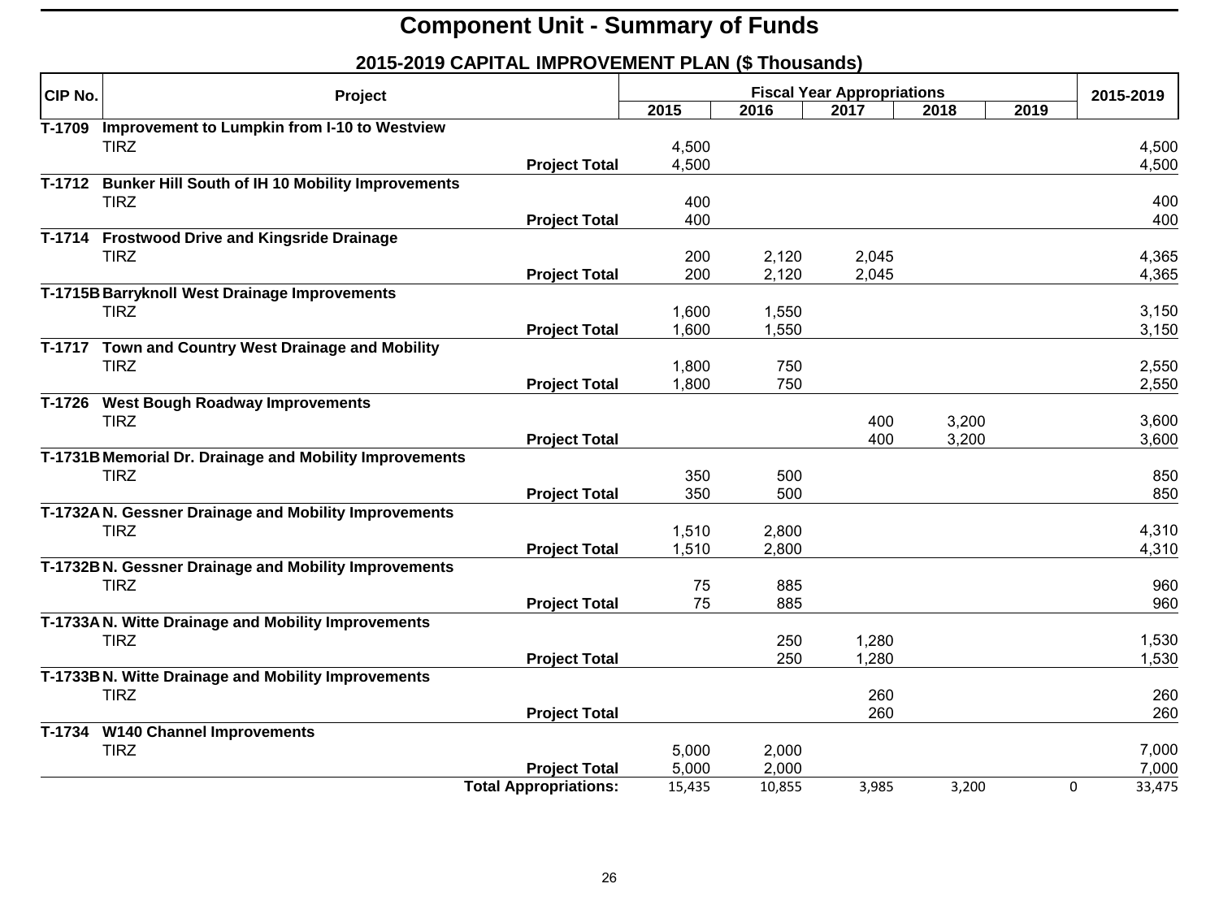# Component Unit - Summary of Funds

## 2015-2019 CAPITAL IMPROVEMENT PLAN ($ Thousands)

| CIP No. | Project | | Fiscal Year Appropriations | | | | | 2015-2019 |
|---|---|---|---|---|---|---|---|---|
| | | | 2015 | 2016 | 2017 | 2018 | 2019 | |
| **T-1709** | **Improvement to Lumpkin from I-10 to Westview** | | | | | | | |
| | TIRZ | | 4,500 | | | | | 4,500 |
| | | **Project Total** | 4,500 | | | | | 4,500 |
| **T-1712** | **Bunker Hill South of IH 10 Mobility Improvements** | | | | | | | |
| | TIRZ | | 400 | | | | | 400 |
| | | **Project Total** | 400 | | | | | 400 |
| **T-1714** | **Frostwood Drive and Kingsride Drainage** | | | | | | | |
| | TIRZ | | 200 | 2,120 | 2,045 | | | 4,365 |
| | | **Project Total** | 200 | 2,120 | 2,045 | | | 4,365 |
| **T-1715B** | **Barryknoll West Drainage Improvements** | | | | | | | |
| | TIRZ | | 1,600 | 1,550 | | | | 3,150 |
| | | **Project Total** | 1,600 | 1,550 | | | | 3,150 |
| **T-1717** | **Town and Country West Drainage and Mobility** | | | | | | | |
| | TIRZ | | 1,800 | 750 | | | | 2,550 |
| | | **Project Total** | 1,800 | 750 | | | | 2,550 |
| **T-1726** | **West Bough Roadway Improvements** | | | | | | | |
| | TIRZ | | | | 400 | 3,200 | | 3,600 |
| | | **Project Total** | | | 400 | 3,200 | | 3,600 |
| **T-1731B** | **Memorial Dr. Drainage and Mobility Improvements** | | | | | | | |
| | TIRZ | | 350 | 500 | | | | 850 |
| | | **Project Total** | 350 | 500 | | | | 850 |
| **T-1732A** | **N. Gessner Drainage and Mobility Improvements** | | | | | | | |
| | TIRZ | | 1,510 | 2,800 | | | | 4,310 |
| | | **Project Total** | 1,510 | 2,800 | | | | 4,310 |
| **T-1732B** | **N. Gessner Drainage and Mobility Improvements** | | | | | | | |
| | TIRZ | | 75 | 885 | | | | 960 |
| | | **Project Total** | 75 | 885 | | | | 960 |
| **T-1733A** | **N. Witte Drainage and Mobility Improvements** | | | | | | | |
| | TIRZ | | | 250 | 1,280 | | | 1,530 |
| | | **Project Total** | | 250 | 1,280 | | | 1,530 |
| **T-1733B** | **N. Witte Drainage and Mobility Improvements** | | | | | | | |
| | TIRZ | | | | 260 | | | 260 |
| | | **Project Total** | | | 260 | | | 260 |
| **T-1734** | **W140 Channel Improvements** | | | | | | | |
| | TIRZ | | 5,000 | 2,000 | | | | 7,000 |
| | | **Project Total** | 5,000 | 2,000 | | | | 7,000 |
| | | **Total Appropriations:** | 15,435 | 10,855 | 3,985 | 3,200 | 0 | 33,475 |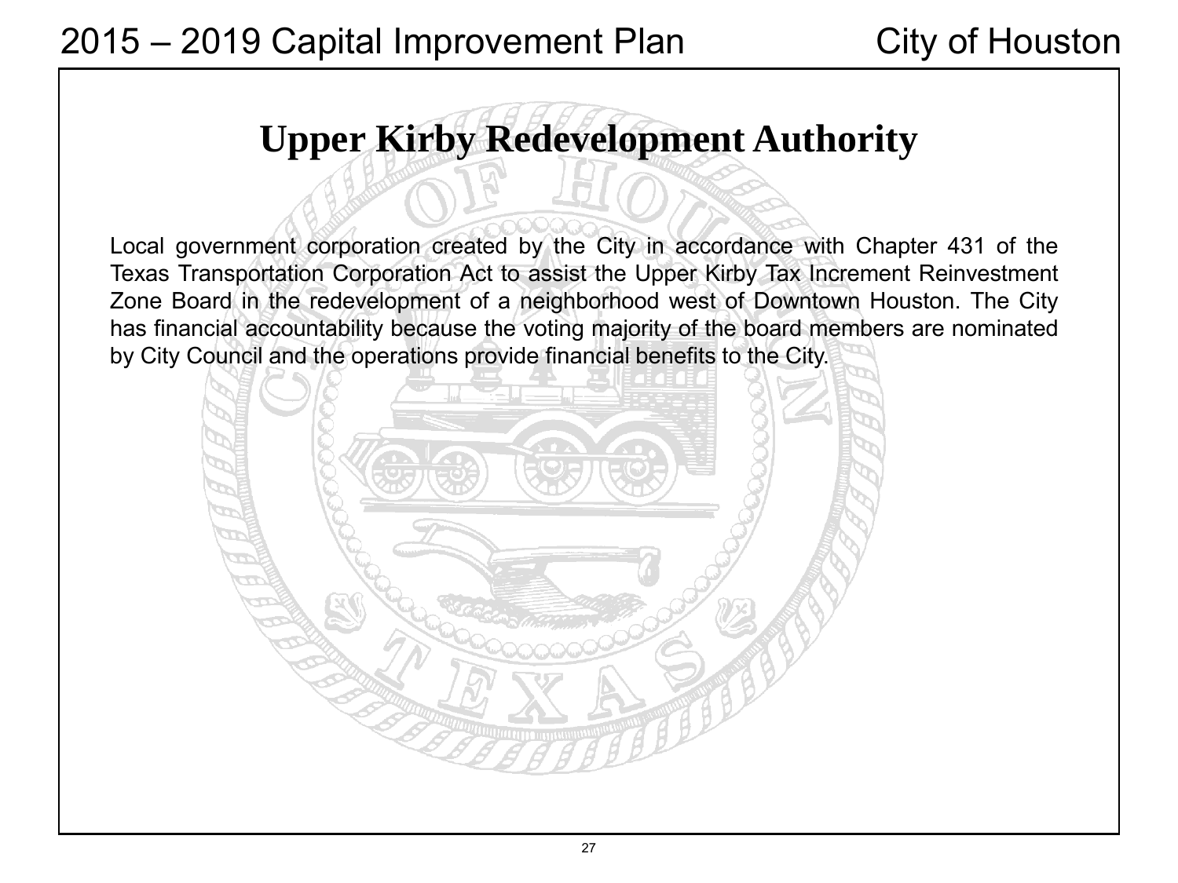# Upper Kirby Redevelopment Authority

Local government corporation created by the City in accordance with Chapter 431 of the Texas Transportation Corporation Act to assist the Upper Kirby Tax Increment Reinvestment Zone Board in the redevelopment of a neighborhood west of Downtown Houston. The City has financial accountability because the voting majority of the board members are nominated by City Council and the operations provide financial benefits to the City.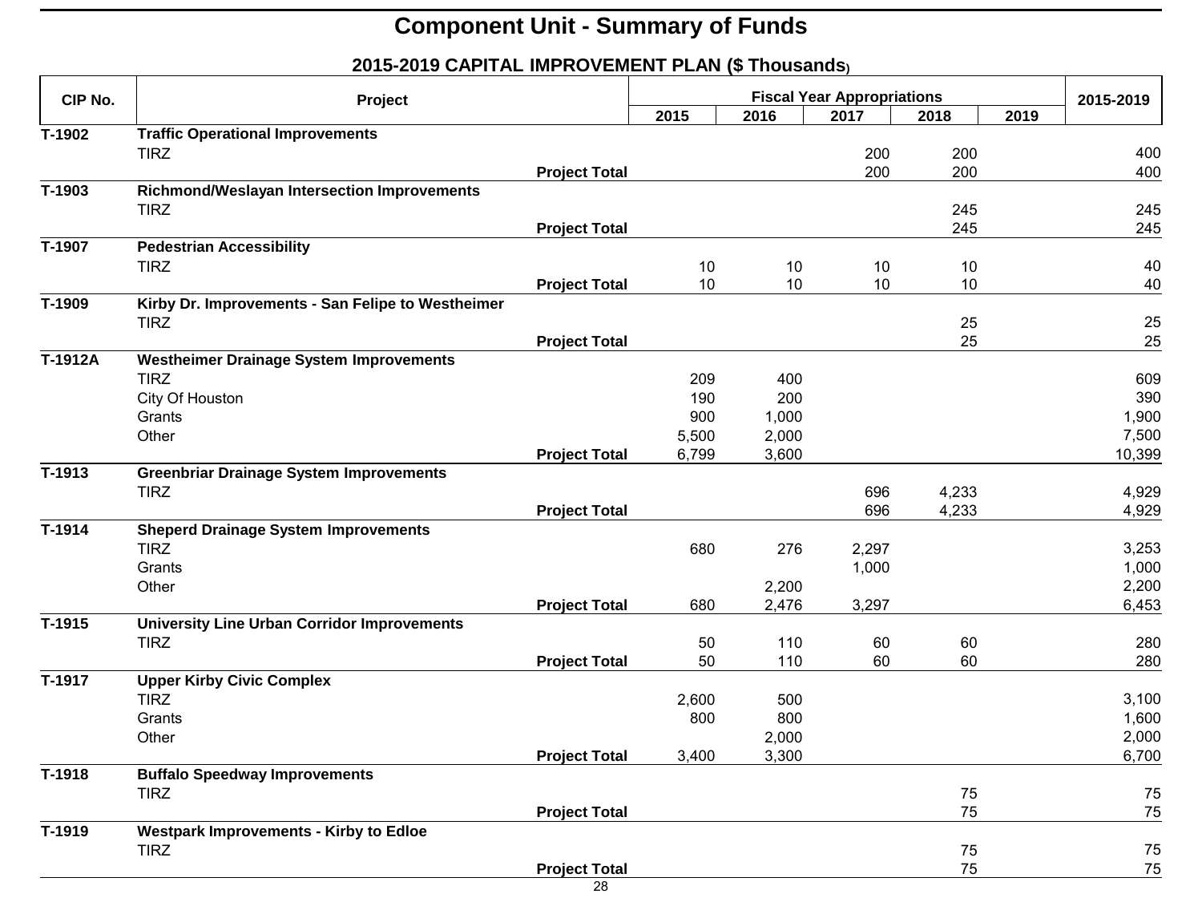# Component Unit - Summary of Funds

## 2015-2019 CAPITAL IMPROVEMENT PLAN ($ Thousands)

| CIP No. | Project | | Fiscal Year Appropriations | | | | | 2015-2019 |
|---|---|---|---|---|---|---|---|---|
| | | | 2015 | 2016 | 2017 | 2018 | 2019 | |
| T-1902 | **Traffic Operational Improvements** | | | | | | | |
| | TIRZ | | | | 200 | 200 | | 400 |
| | | **Project Total** | | | 200 | 200 | | 400 |
| T-1903 | **Richmond/Weslayan Intersection Improvements** | | | | | | | |
| | TIRZ | | | | | 245 | | 245 |
| | | **Project Total** | | | | 245 | | 245 |
| T-1907 | **Pedestrian Accessibility** | | | | | | | |
| | TIRZ | | 10 | 10 | 10 | 10 | | 40 |
| | | **Project Total** | 10 | 10 | 10 | 10 | | 40 |
| T-1909 | **Kirby Dr. Improvements - San Felipe to Westheimer** | | | | | | | |
| | TIRZ | | | | | 25 | | 25 |
| | | **Project Total** | | | | 25 | | 25 |
| T-1912A | **Westheimer Drainage System Improvements** | | | | | | | |
| | TIRZ | | 209 | 400 | | | | 609 |
| | City Of Houston | | 190 | 200 | | | | 390 |
| | Grants | | 900 | 1,000 | | | | 1,900 |
| | Other | | 5,500 | 2,000 | | | | 7,500 |
| | | **Project Total** | 6,799 | 3,600 | | | | 10,399 |
| T-1913 | **Greenbriar Drainage System Improvements** | | | | | | | |
| | TIRZ | | | | 696 | 4,233 | | 4,929 |
| | | **Project Total** | | | 696 | 4,233 | | 4,929 |
| T-1914 | **Sheperd Drainage System Improvements** | | | | | | | |
| | TIRZ | | 680 | 276 | 2,297 | | | 3,253 |
| | Grants | | | | 1,000 | | | 1,000 |
| | Other | | | 2,200 | | | | 2,200 |
| | | **Project Total** | 680 | 2,476 | 3,297 | | | 6,453 |
| T-1915 | **University Line Urban Corridor Improvements** | | | | | | | |
| | TIRZ | | 50 | 110 | 60 | 60 | | 280 |
| | | **Project Total** | 50 | 110 | 60 | 60 | | 280 |
| T-1917 | **Upper Kirby Civic Complex** | | | | | | | |
| | TIRZ | | 2,600 | 500 | | | | 3,100 |
| | Grants | | 800 | 800 | | | | 1,600 |
| | Other | | | 2,000 | | | | 2,000 |
| | | **Project Total** | 3,400 | 3,300 | | | | 6,700 |
| T-1918 | **Buffalo Speedway Improvements** | | | | | | | |
| | TIRZ | | | | | 75 | | 75 |
| | | **Project Total** | | | | 75 | | 75 |
| T-1919 | **Westpark Improvements - Kirby to Edloe** | | | | | | | |
| | TIRZ | | | | | 75 | | 75 |
| | | **Project Total** | | | | 75 | | 75 |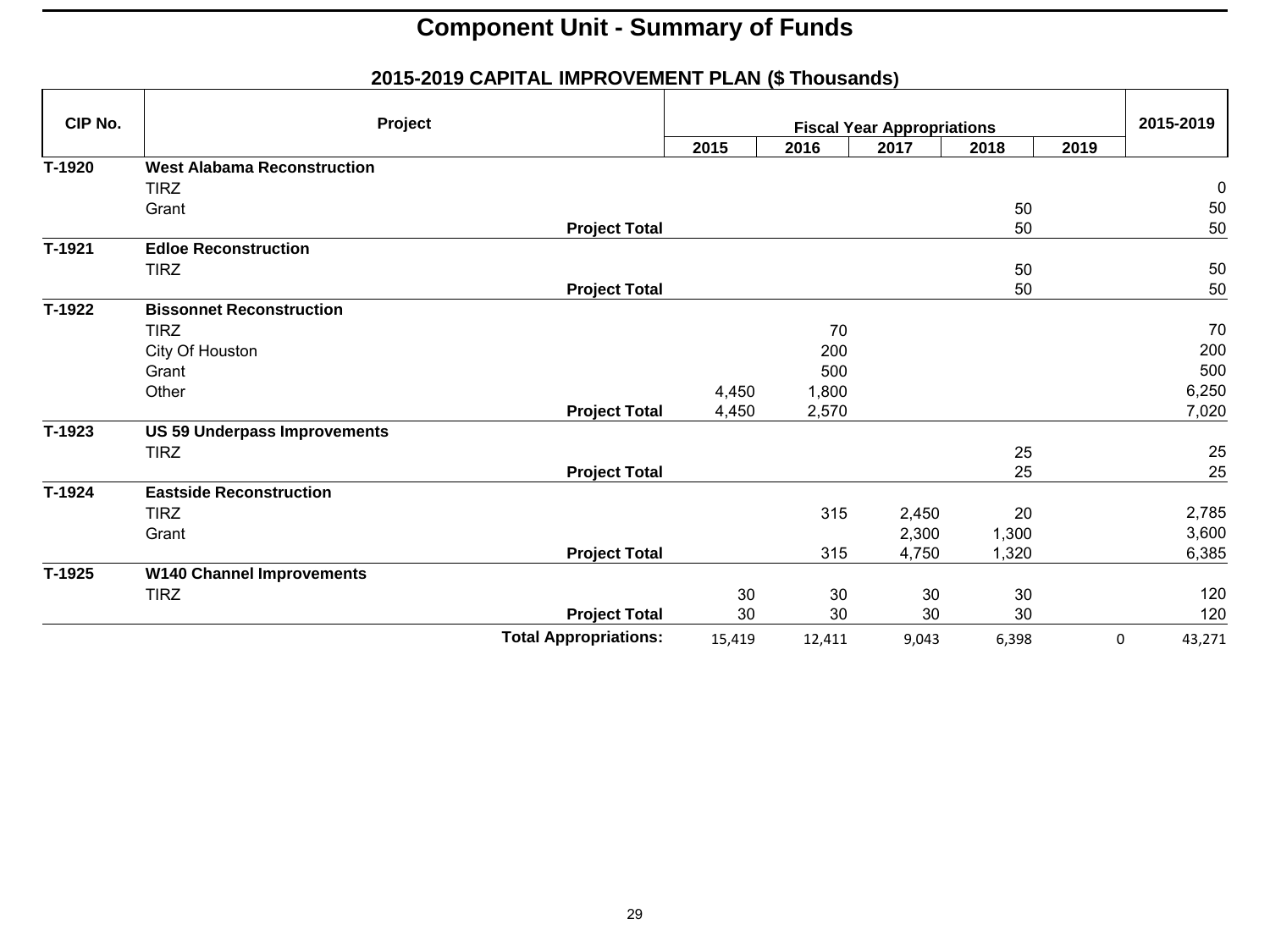# Component Unit - Summary of Funds

## 2015-2019 CAPITAL IMPROVEMENT PLAN ($ Thousands)

| CIP No. | Project | Fiscal Year Appropriations | | | | | 2015-2019 |
|---|---|---|---|---|---|---|---|
| | | 2015 | 2016 | 2017 | 2018 | 2019 | |
| T-1920 | **West Alabama Reconstruction** | | | | | | |
| | TIRZ | | | | | | 0 |
| | Grant | | | | 50 | | 50 |
| | **Project Total** | | | | 50 | | 50 |
| T-1921 | **Edloe Reconstruction** | | | | | | |
| | TIRZ | | | | 50 | | 50 |
| | **Project Total** | | | | 50 | | 50 |
| T-1922 | **Bissonnet Reconstruction** | | | | | | |
| | TIRZ | | 70 | | | | 70 |
| | City Of Houston | | 200 | | | | 200 |
| | Grant | | 500 | | | | 500 |
| | Other | 4,450 | 1,800 | | | | 6,250 |
| | **Project Total** | 4,450 | 2,570 | | | | 7,020 |
| T-1923 | **US 59 Underpass Improvements** | | | | | | |
| | TIRZ | | | | 25 | | 25 |
| | **Project Total** | | | | 25 | | 25 |
| T-1924 | **Eastside Reconstruction** | | | | | | |
| | TIRZ | | 315 | 2,450 | 20 | | 2,785 |
| | Grant | | | 2,300 | 1,300 | | 3,600 |
| | **Project Total** | | 315 | 4,750 | 1,320 | | 6,385 |
| T-1925 | **W140 Channel Improvements** | | | | | | |
| | TIRZ | 30 | 30 | 30 | 30 | | 120 |
| | **Project Total** | 30 | 30 | 30 | 30 | | 120 |
| | **Total Appropriations:** | 15,419 | 12,411 | 9,043 | 6,398 | 0 | 43,271 |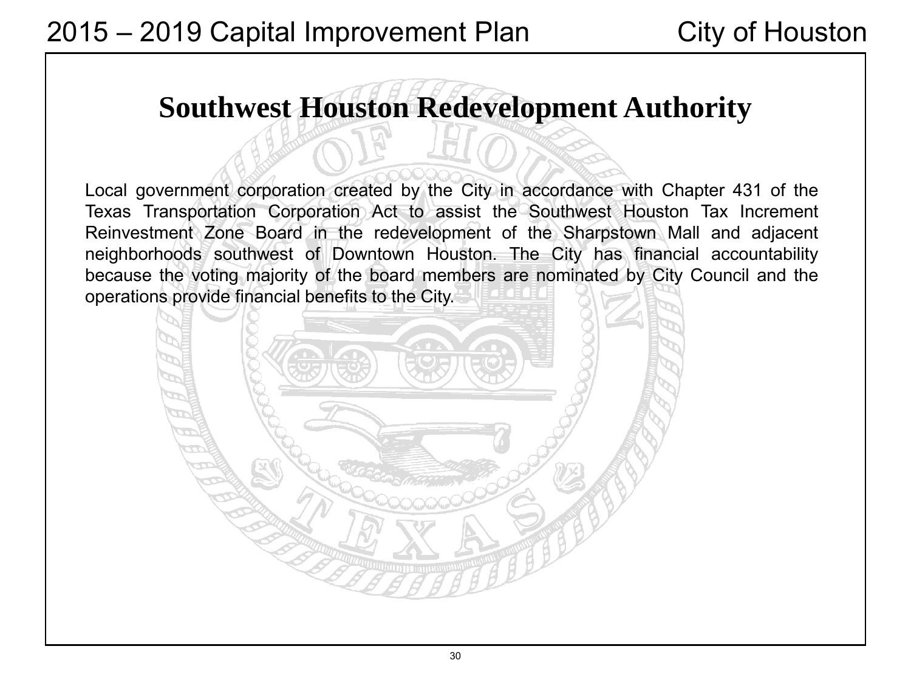# Southwest Houston Redevelopment Authority

Local government corporation created by the City in accordance with Chapter 431 of the Texas Transportation Corporation Act to assist the Southwest Houston Tax Increment Reinvestment Zone Board in the redevelopment of the Sharpstown Mall and adjacent neighborhoods southwest of Downtown Houston. The City has financial accountability because the voting majority of the board members are nominated by City Council and the operations provide financial benefits to the City.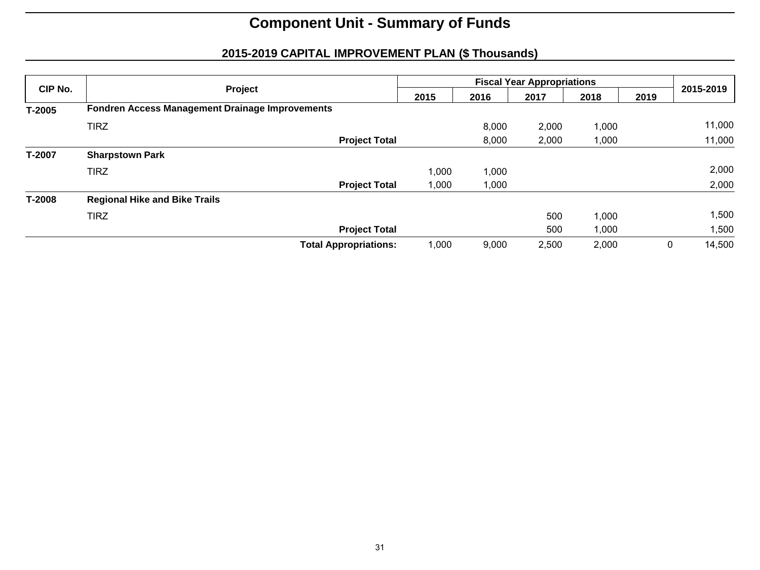# Component Unit - Summary of Funds

## 2015-2019 CAPITAL IMPROVEMENT PLAN ($ Thousands)

| CIP No. | Project | Fiscal Year Appropriations | | | | | 2015-2019 |
|---|---|---|---|---|---|---|---|
| | | 2015 | 2016 | 2017 | 2018 | 2019 | |
| **T-2005** | **Fondren Access Management Drainage Improvements** | | | | | | |
| | TIRZ | | 8,000 | 2,000 | 1,000 | | 11,000 |
| | **Project Total** | | 8,000 | 2,000 | 1,000 | | 11,000 |
| **T-2007** | **Sharpstown Park** | | | | | | |
| | TIRZ | 1,000 | 1,000 | | | | 2,000 |
| | **Project Total** | 1,000 | 1,000 | | | | 2,000 |
| **T-2008** | **Regional Hike and Bike Trails** | | | | | | |
| | TIRZ | | | 500 | 1,000 | | 1,500 |
| | **Project Total** | | | 500 | 1,000 | | 1,500 |
| | **Total Appropriations:** | 1,000 | 9,000 | 2,500 | 2,000 | 0 | 14,500 |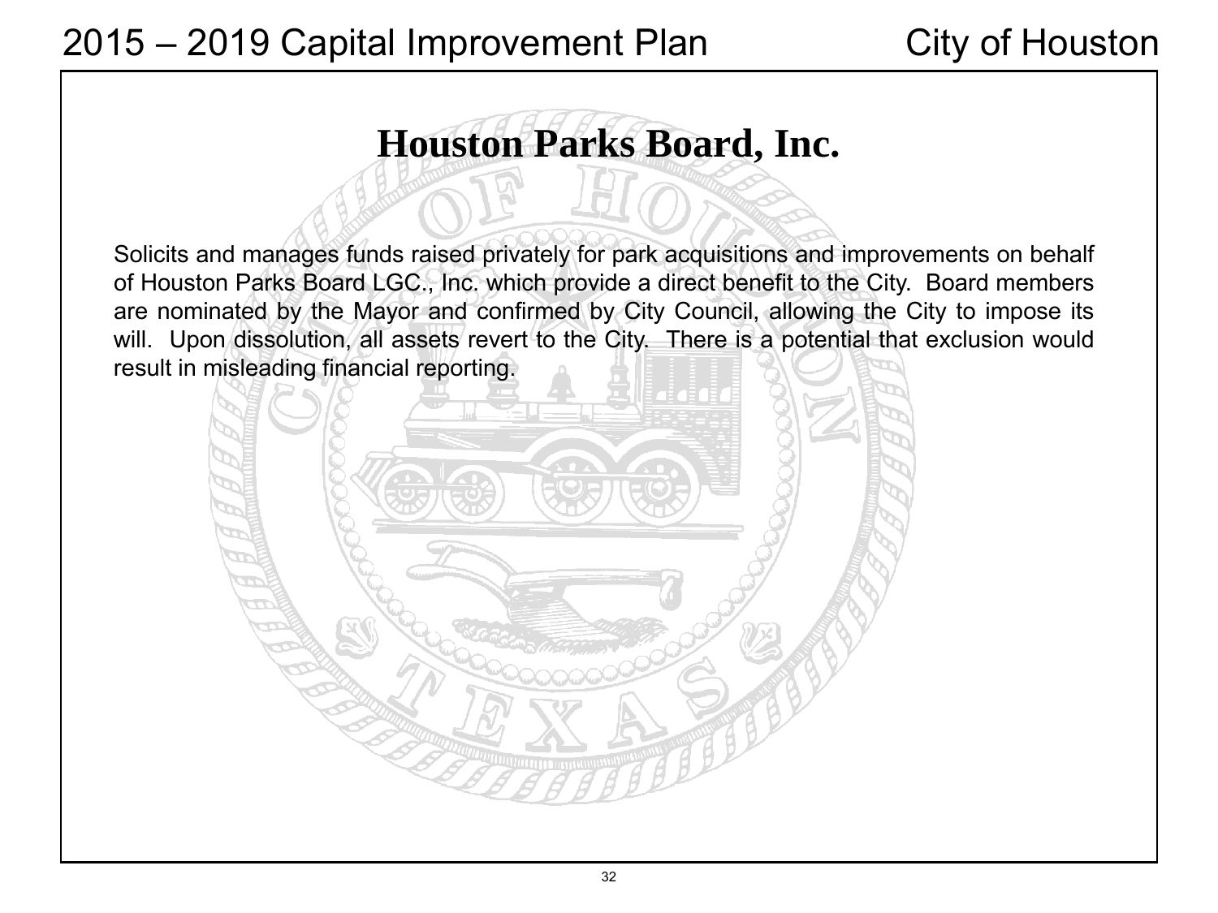# Houston Parks Board, Inc.

Solicits and manages funds raised privately for park acquisitions and improvements on behalf of Houston Parks Board LGC., Inc. which provide a direct benefit to the City. Board members are nominated by the Mayor and confirmed by City Council, allowing the City to impose its will. Upon dissolution, all assets revert to the City. There is a potential that exclusion would result in misleading financial reporting.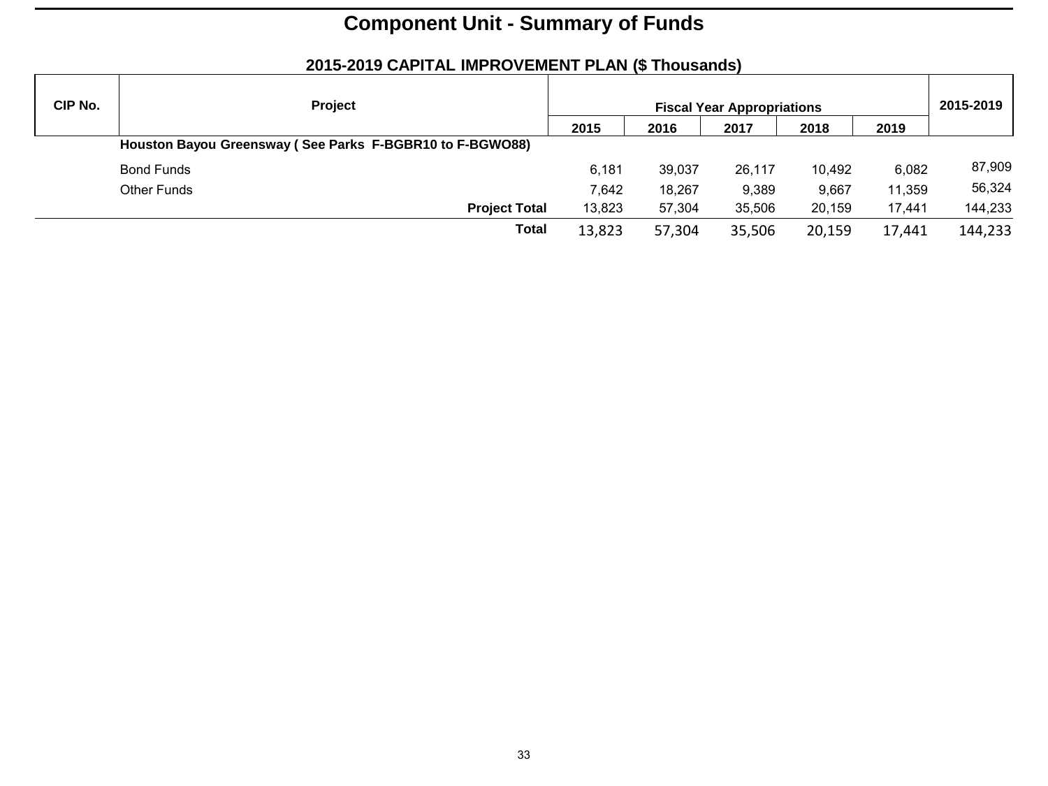# Component Unit - Summary of Funds

## 2015-2019 CAPITAL IMPROVEMENT PLAN ($ Thousands)

| CIP No. | Project | Fiscal Year Appropriations | | | | | 2015-2019 |
|---|---|---|---|---|---|---|---|
| | | 2015 | 2016 | 2017 | 2018 | 2019 | |
| | **Houston Bayou Greensway ( See Parks F-BGBR10 to F-BGWO88)** | | | | | | |
| | Bond Funds | 6,181 | 39,037 | 26,117 | 10,492 | 6,082 | 87,909 |
| | Other Funds | 7,642 | 18,267 | 9,389 | 9,667 | 11,359 | 56,324 |
| | **Project Total** | 13,823 | 57,304 | 35,506 | 20,159 | 17,441 | 144,233 |
| | **Total** | 13,823 | 57,304 | 35,506 | 20,159 | 17,441 | 144,233 |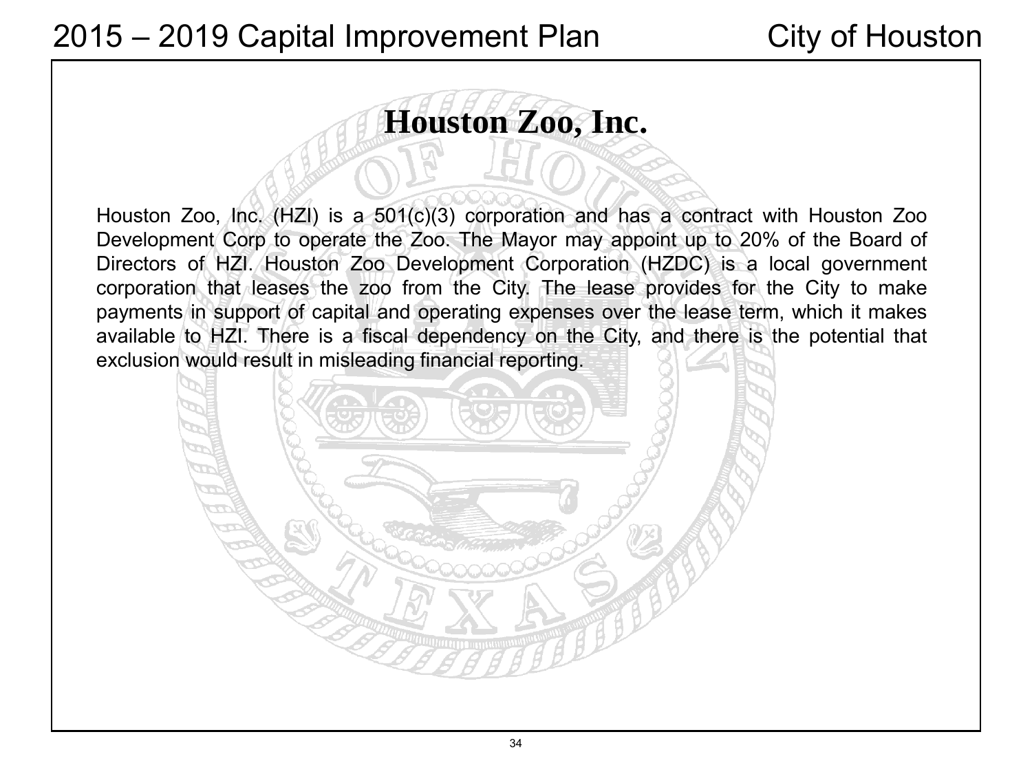# Houston Zoo, Inc.

Houston Zoo, Inc. (HZI) is a 501(c)(3) corporation and has a contract with Houston Zoo Development Corp to operate the Zoo. The Mayor may appoint up to 20% of the Board of Directors of HZI. Houston Zoo Development Corporation (HZDC) is a local government corporation that leases the zoo from the City. The lease provides for the City to make payments in support of capital and operating expenses over the lease term, which it makes available to HZI. There is a fiscal dependency on the City, and there is the potential that exclusion would result in misleading financial reporting.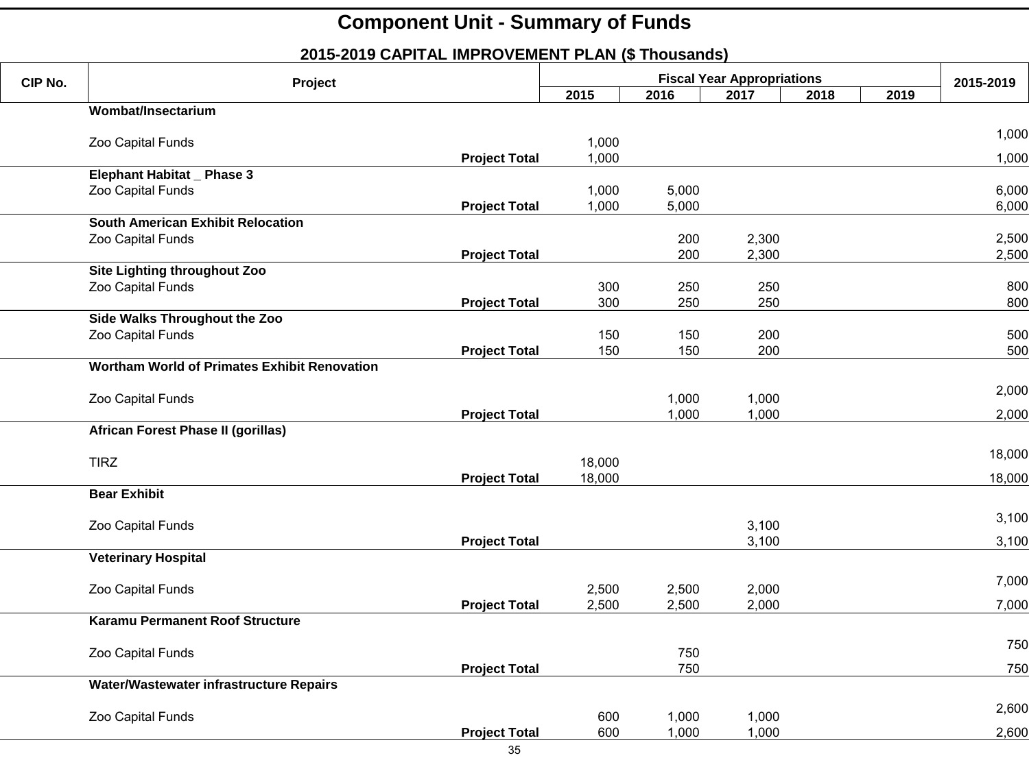# Component Unit - Summary of Funds

## 2015-2019 CAPITAL IMPROVEMENT PLAN ($ Thousands)

| CIP No. | Project | | Fiscal Year Appropriations | | | | | 2015-2019 |
|---|---|---|---|---|---|---|---|---|
| | | | 2015 | 2016 | 2017 | 2018 | 2019 | |
| | **Wombat/Insectarium** | | | | | | | |
| | Zoo Capital Funds | | 1,000 | | | | | 1,000 |
| | | **Project Total** | 1,000 | | | | | 1,000 |
| | **Elephant Habitat _ Phase 3** | | | | | | | |
| | Zoo Capital Funds | | 1,000 | 5,000 | | | | 6,000 |
| | | **Project Total** | 1,000 | 5,000 | | | | 6,000 |
| | **South American Exhibit Relocation** | | | | | | | |
| | Zoo Capital Funds | | | 200 | 2,300 | | | 2,500 |
| | | **Project Total** | | 200 | 2,300 | | | 2,500 |
| | **Site Lighting throughout Zoo** | | | | | | | |
| | Zoo Capital Funds | | 300 | 250 | 250 | | | 800 |
| | | **Project Total** | 300 | 250 | 250 | | | 800 |
| | **Side Walks Throughout the Zoo** | | | | | | | |
| | Zoo Capital Funds | | 150 | 150 | 200 | | | 500 |
| | | **Project Total** | 150 | 150 | 200 | | | 500 |
| | **Wortham World of Primates Exhibit Renovation** | | | | | | | |
| | Zoo Capital Funds | | | 1,000 | 1,000 | | | 2,000 |
| | | **Project Total** | | 1,000 | 1,000 | | | 2,000 |
| | **African Forest Phase II (gorillas)** | | | | | | | |
| | TIRZ | | 18,000 | | | | | 18,000 |
| | | **Project Total** | 18,000 | | | | | 18,000 |
| | **Bear Exhibit** | | | | | | | |
| | Zoo Capital Funds | | | | 3,100 | | | 3,100 |
| | | **Project Total** | | | 3,100 | | | 3,100 |
| | **Veterinary Hospital** | | | | | | | |
| | Zoo Capital Funds | | 2,500 | 2,500 | 2,000 | | | 7,000 |
| | | **Project Total** | 2,500 | 2,500 | 2,000 | | | 7,000 |
| | **Karamu Permanent Roof Structure** | | | | | | | |
| | Zoo Capital Funds | | | 750 | | | | 750 |
| | | **Project Total** | | 750 | | | | 750 |
| | **Water/Wastewater infrastructure Repairs** | | | | | | | |
| | Zoo Capital Funds | | 600 | 1,000 | 1,000 | | | 2,600 |
| | | **Project Total** | 600 | 1,000 | 1,000 | | | 2,600 |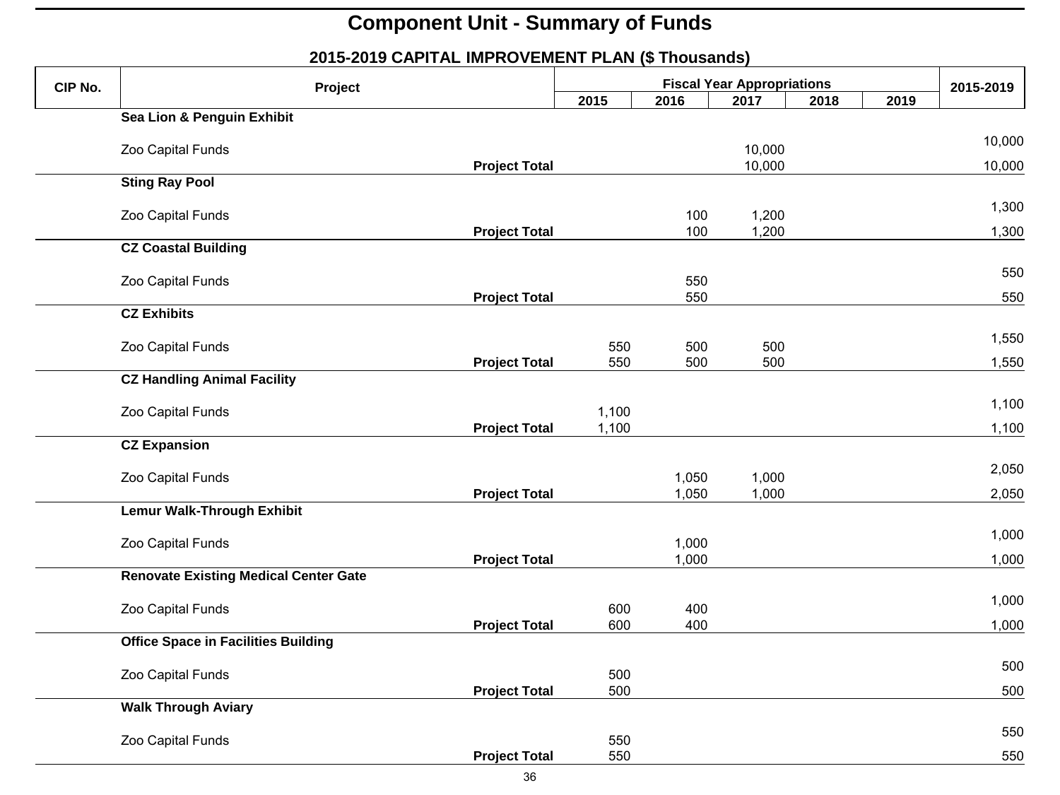# Component Unit - Summary of Funds

## 2015-2019 CAPITAL IMPROVEMENT PLAN ($ Thousands)

| CIP No. | Project | | Fiscal Year Appropriations | | | | | 2015-2019 |
|---|---|---|---|---|---|---|---|---|
| | | | 2015 | 2016 | 2017 | 2018 | 2019 | |
| | **Sea Lion & Penguin Exhibit** | | | | | | | |
| | Zoo Capital Funds | | | | 10,000 | | | 10,000 |
| | | **Project Total** | | | 10,000 | | | 10,000 |
| | **Sting Ray Pool** | | | | | | | |
| | Zoo Capital Funds | | | 100 | 1,200 | | | 1,300 |
| | | **Project Total** | | 100 | 1,200 | | | 1,300 |
| | **CZ Coastal Building** | | | | | | | |
| | Zoo Capital Funds | | | 550 | | | | 550 |
| | | **Project Total** | | 550 | | | | 550 |
| | **CZ Exhibits** | | | | | | | |
| | Zoo Capital Funds | | 550 | 500 | 500 | | | 1,550 |
| | | **Project Total** | 550 | 500 | 500 | | | 1,550 |
| | **CZ Handling Animal Facility** | | | | | | | |
| | Zoo Capital Funds | | 1,100 | | | | | 1,100 |
| | | **Project Total** | 1,100 | | | | | 1,100 |
| | **CZ Expansion** | | | | | | | |
| | Zoo Capital Funds | | | 1,050 | 1,000 | | | 2,050 |
| | | **Project Total** | | 1,050 | 1,000 | | | 2,050 |
| | **Lemur Walk-Through Exhibit** | | | | | | | |
| | Zoo Capital Funds | | | 1,000 | | | | 1,000 |
| | | **Project Total** | | 1,000 | | | | 1,000 |
| | **Renovate Existing Medical Center Gate** | | | | | | | |
| | Zoo Capital Funds | | 600 | 400 | | | | 1,000 |
| | | **Project Total** | 600 | 400 | | | | 1,000 |
| | **Office Space in Facilities Building** | | | | | | | |
| | Zoo Capital Funds | | 500 | | | | | 500 |
| | | **Project Total** | 500 | | | | | 500 |
| | **Walk Through Aviary** | | | | | | | |
| | Zoo Capital Funds | | 550 | | | | | 550 |
| | | **Project Total** | 550 | | | | | 550 |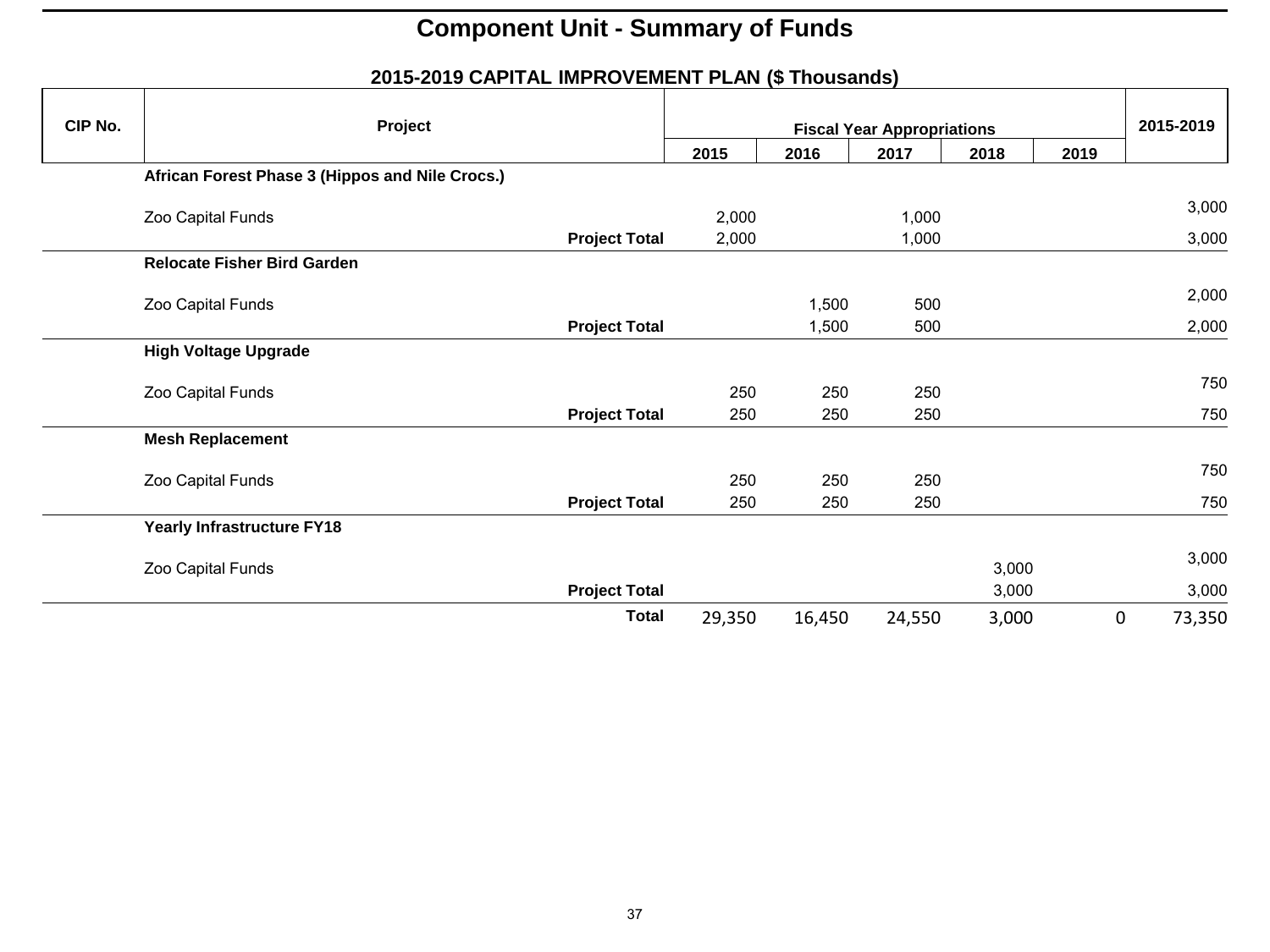# Component Unit - Summary of Funds

## 2015-2019 CAPITAL IMPROVEMENT PLAN ($ Thousands)

| CIP No. | Project | | Fiscal Year Appropriations | | | | | 2015-2019 |
|---|---|---|---|---|---|---|---|---|
| | | | 2015 | 2016 | 2017 | 2018 | 2019 | |
| | **African Forest Phase 3 (Hippos and Nile Crocs.)** | | | | | | | |
| | Zoo Capital Funds | | 2,000 | | 1,000 | | | 3,000 |
| | | **Project Total** | 2,000 | | 1,000 | | | 3,000 |
| | **Relocate Fisher Bird Garden** | | | | | | | |
| | Zoo Capital Funds | | | 1,500 | 500 | | | 2,000 |
| | | **Project Total** | | 1,500 | 500 | | | 2,000 |
| | **High Voltage Upgrade** | | | | | | | |
| | Zoo Capital Funds | | 250 | 250 | 250 | | | 750 |
| | | **Project Total** | 250 | 250 | 250 | | | 750 |
| | **Mesh Replacement** | | | | | | | |
| | Zoo Capital Funds | | 250 | 250 | 250 | | | 750 |
| | | **Project Total** | 250 | 250 | 250 | | | 750 |
| | **Yearly Infrastructure FY18** | | | | | | | |
| | Zoo Capital Funds | | | | | 3,000 | | 3,000 |
| | | **Project Total** | | | | 3,000 | | 3,000 |
| | | **Total** | 29,350 | 16,450 | 24,550 | 3,000 | 0 | 73,350 |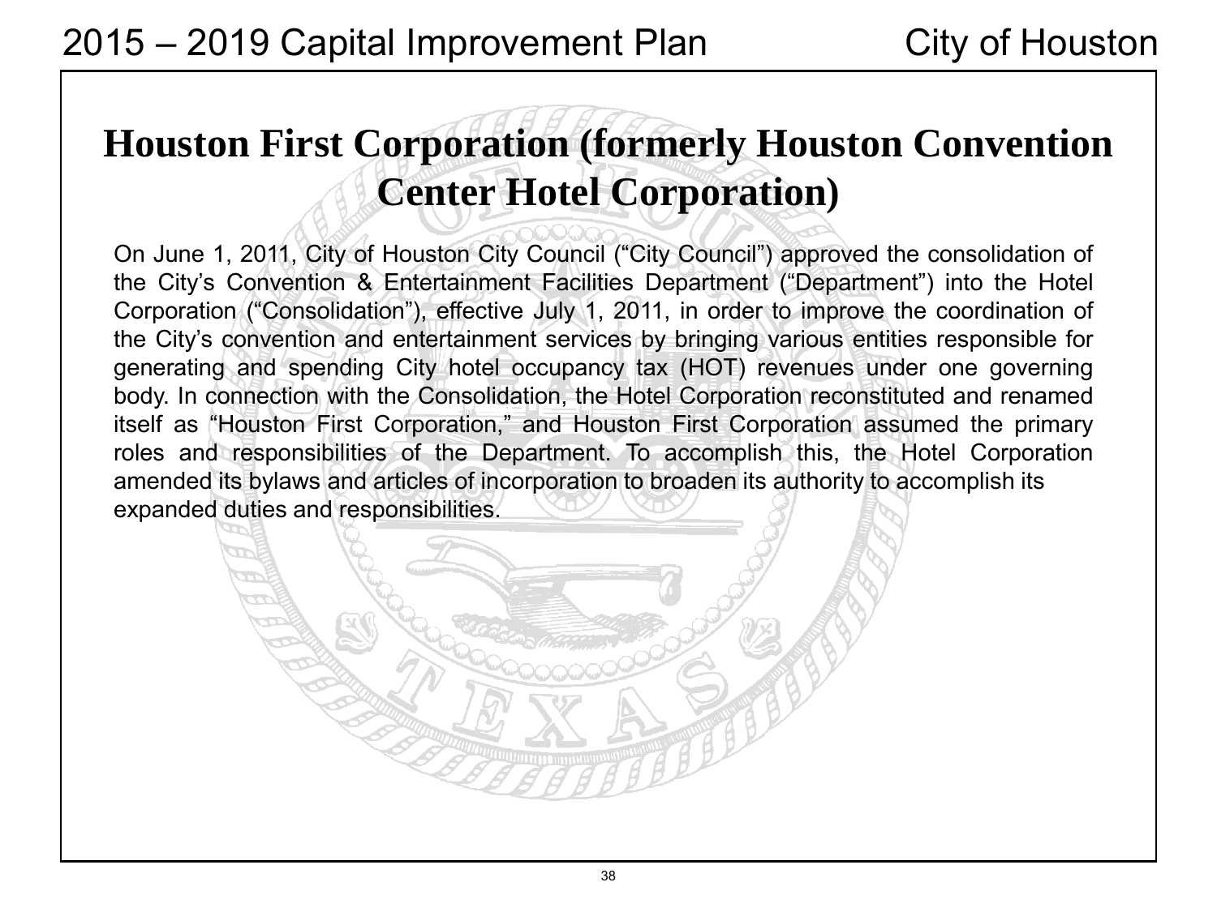# Houston First Corporation (formerly Houston Convention Center Hotel Corporation)

On June 1, 2011, City of Houston City Council ("City Council") approved the consolidation of the City's Convention & Entertainment Facilities Department ("Department") into the Hotel Corporation ("Consolidation"), effective July 1, 2011, in order to improve the coordination of the City's convention and entertainment services by bringing various entities responsible for generating and spending City hotel occupancy tax (HOT) revenues under one governing body. In connection with the Consolidation, the Hotel Corporation reconstituted and renamed itself as "Houston First Corporation," and Houston First Corporation assumed the primary roles and responsibilities of the Department. To accomplish this, the Hotel Corporation amended its bylaws and articles of incorporation to broaden its authority to accomplish its expanded duties and responsibilities.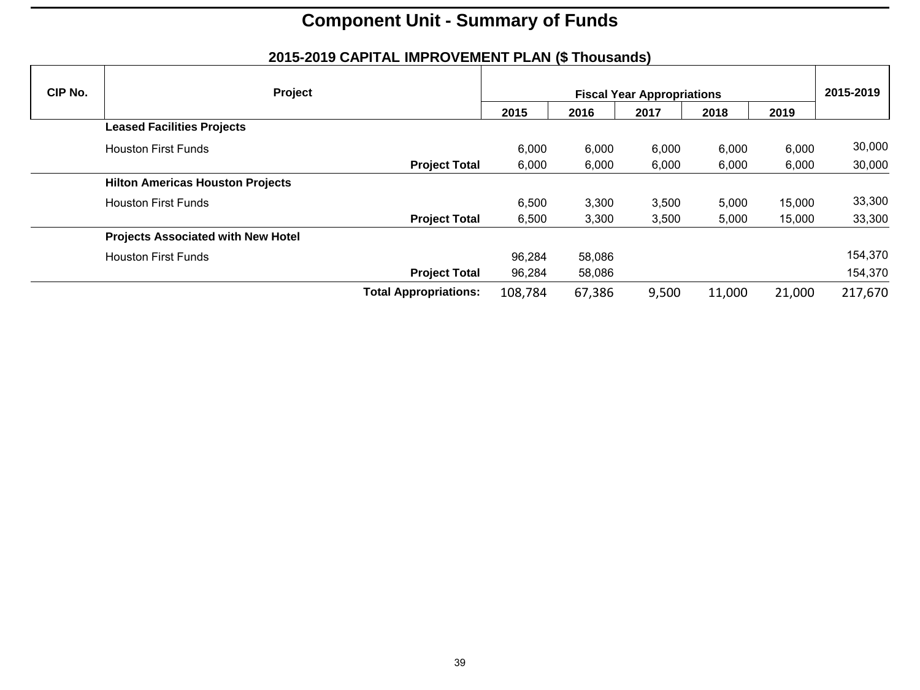# Component Unit - Summary of Funds

## 2015-2019 CAPITAL IMPROVEMENT PLAN ($ Thousands)

| CIP No. | Project | Fiscal Year Appropriations | | | | | 2015-2019 |
|---|---|---|---|---|---|---|---|
| | | 2015 | 2016 | 2017 | 2018 | 2019 | |
| | **Leased Facilities Projects** | | | | | | |
| | Houston First Funds | 6,000 | 6,000 | 6,000 | 6,000 | 6,000 | 30,000 |
| | **Project Total** | 6,000 | 6,000 | 6,000 | 6,000 | 6,000 | 30,000 |
| | **Hilton Americas Houston Projects** | | | | | | |
| | Houston First Funds | 6,500 | 3,300 | 3,500 | 5,000 | 15,000 | 33,300 |
| | **Project Total** | 6,500 | 3,300 | 3,500 | 5,000 | 15,000 | 33,300 |
| | **Projects Associated with New Hotel** | | | | | | |
| | Houston First Funds | 96,284 | 58,086 | | | | 154,370 |
| | **Project Total** | 96,284 | 58,086 | | | | 154,370 |
| | **Total Appropriations:** | 108,784 | 67,386 | 9,500 | 11,000 | 21,000 | 217,670 |